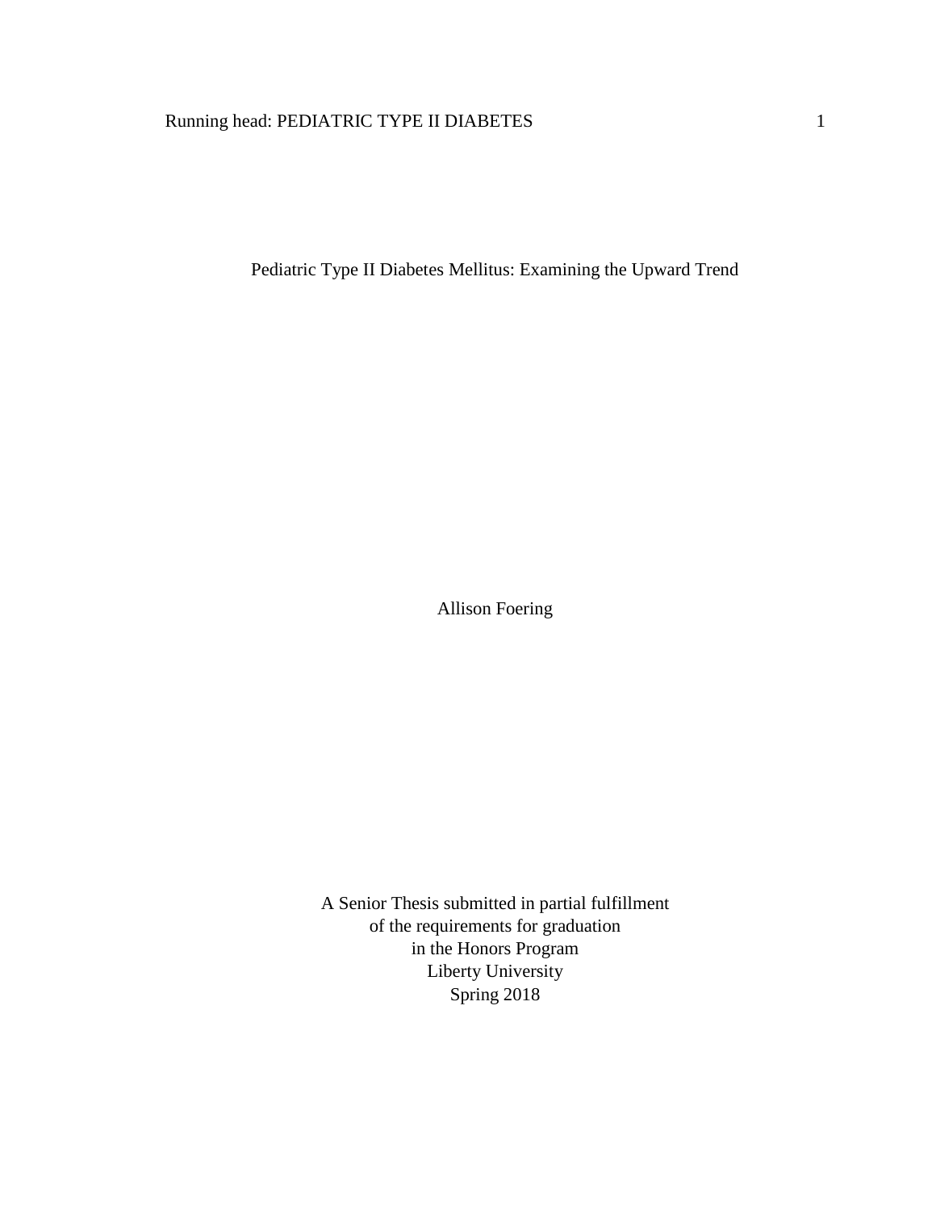# Pediatric Type II Diabetes Mellitus: Examining the Upward Trend

Allison Foering

A Senior Thesis submitted in partial fulfillment  
of the requirements for graduation  
in the Honors Program  
Liberty University  
Spring 2018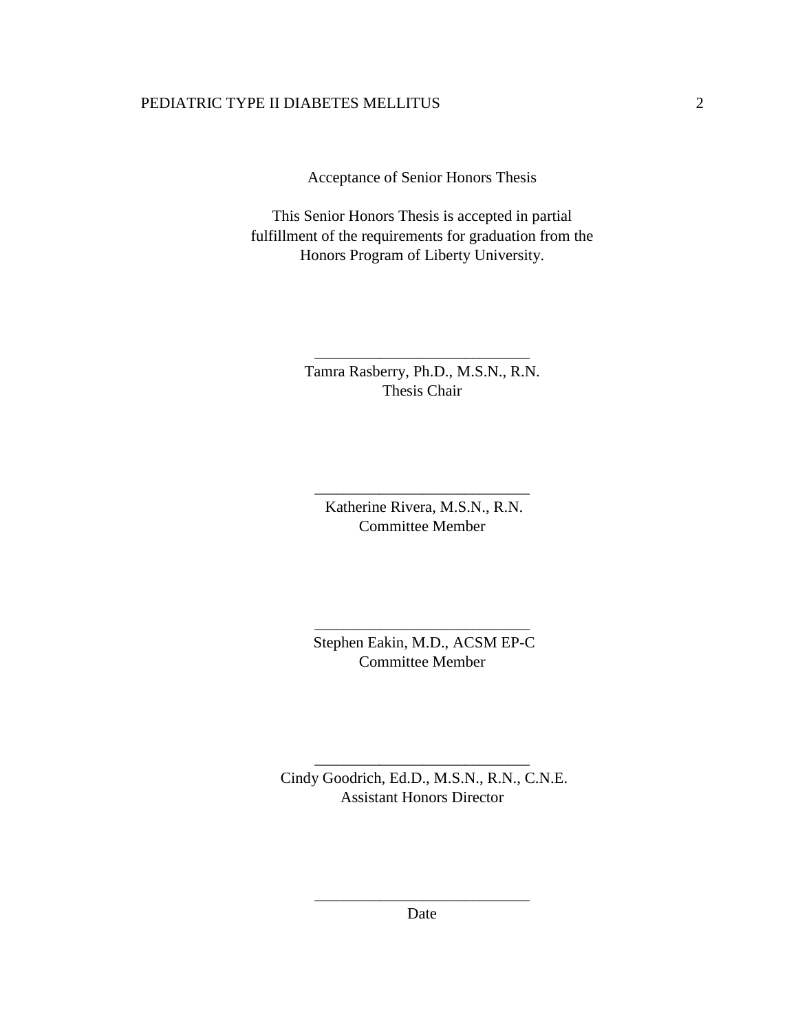Acceptance of Senior Honors Thesis

This Senior Honors Thesis is accepted in partial fulfillment of the requirements for graduation from the Honors Program of Liberty University.

______________________________
Tamra Rasberry, Ph.D., M.S.N., R.N.
Thesis Chair

______________________________
Katherine Rivera, M.S.N., R.N.
Committee Member

______________________________
Stephen Eakin, M.D., ACSM EP-C
Committee Member

______________________________
Cindy Goodrich, Ed.D., M.S.N., R.N., C.N.E.
Assistant Honors Director

______________________________
Date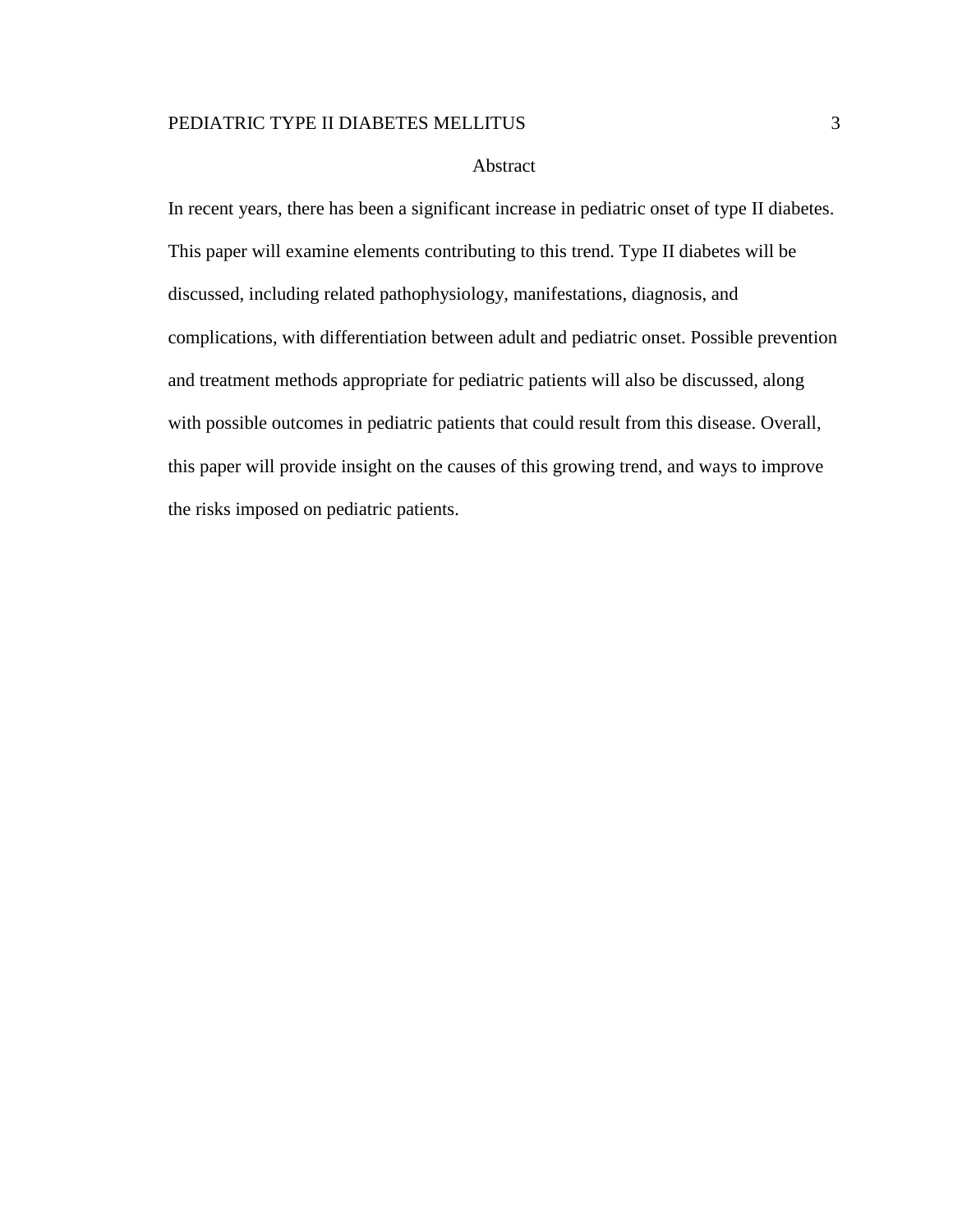## Abstract

In recent years, there has been a significant increase in pediatric onset of type II diabetes. This paper will examine elements contributing to this trend. Type II diabetes will be discussed, including related pathophysiology, manifestations, diagnosis, and complications, with differentiation between adult and pediatric onset. Possible prevention and treatment methods appropriate for pediatric patients will also be discussed, along with possible outcomes in pediatric patients that could result from this disease. Overall, this paper will provide insight on the causes of this growing trend, and ways to improve the risks imposed on pediatric patients.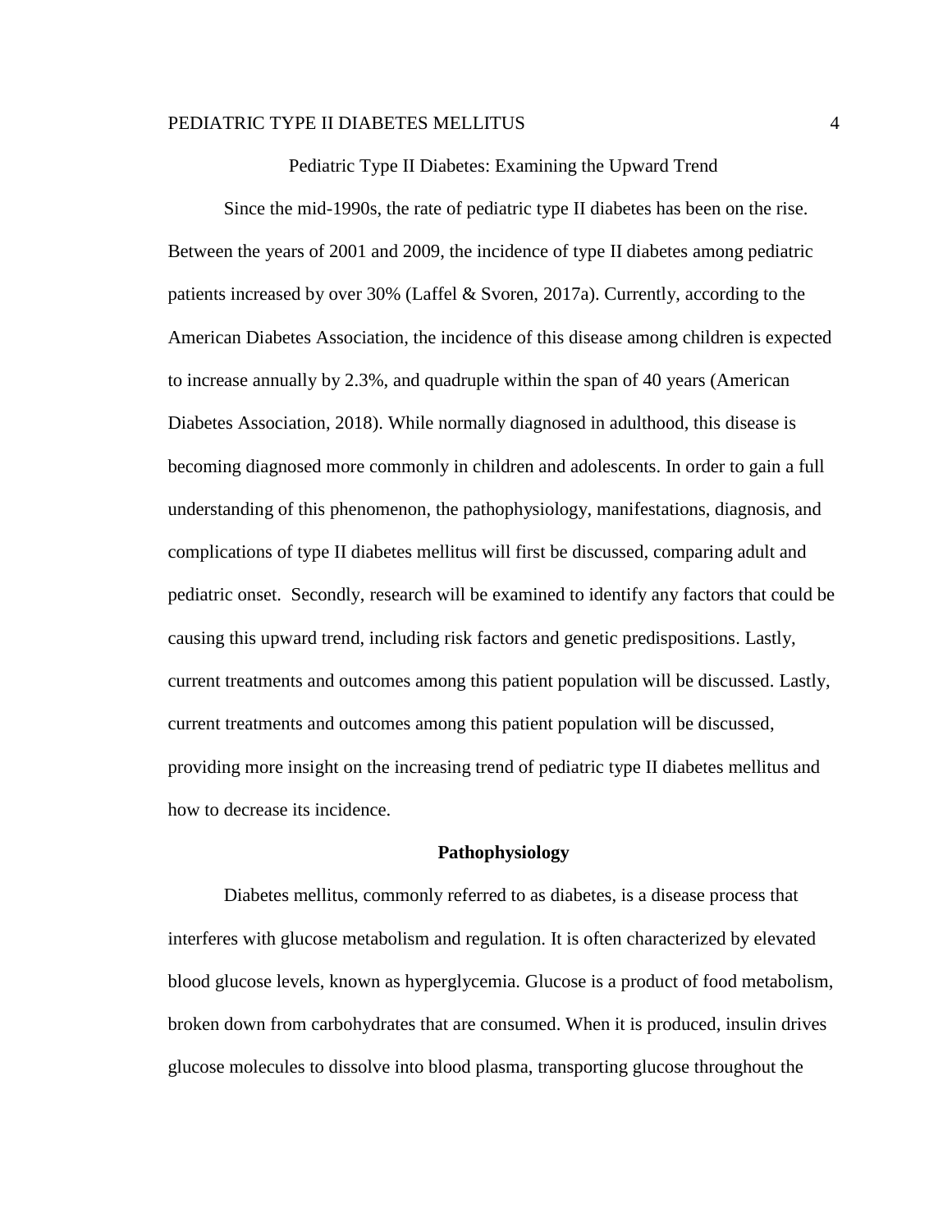Pediatric Type II Diabetes: Examining the Upward Trend

Since the mid-1990s, the rate of pediatric type II diabetes has been on the rise. Between the years of 2001 and 2009, the incidence of type II diabetes among pediatric patients increased by over 30% (Laffel & Svoren, 2017a). Currently, according to the American Diabetes Association, the incidence of this disease among children is expected to increase annually by 2.3%, and quadruple within the span of 40 years (American Diabetes Association, 2018). While normally diagnosed in adulthood, this disease is becoming diagnosed more commonly in children and adolescents. In order to gain a full understanding of this phenomenon, the pathophysiology, manifestations, diagnosis, and complications of type II diabetes mellitus will first be discussed, comparing adult and pediatric onset. Secondly, research will be examined to identify any factors that could be causing this upward trend, including risk factors and genetic predispositions. Lastly, current treatments and outcomes among this patient population will be discussed. Lastly, current treatments and outcomes among this patient population will be discussed, providing more insight on the increasing trend of pediatric type II diabetes mellitus and how to decrease its incidence.

## Pathophysiology

Diabetes mellitus, commonly referred to as diabetes, is a disease process that interferes with glucose metabolism and regulation. It is often characterized by elevated blood glucose levels, known as hyperglycemia. Glucose is a product of food metabolism, broken down from carbohydrates that are consumed. When it is produced, insulin drives glucose molecules to dissolve into blood plasma, transporting glucose throughout the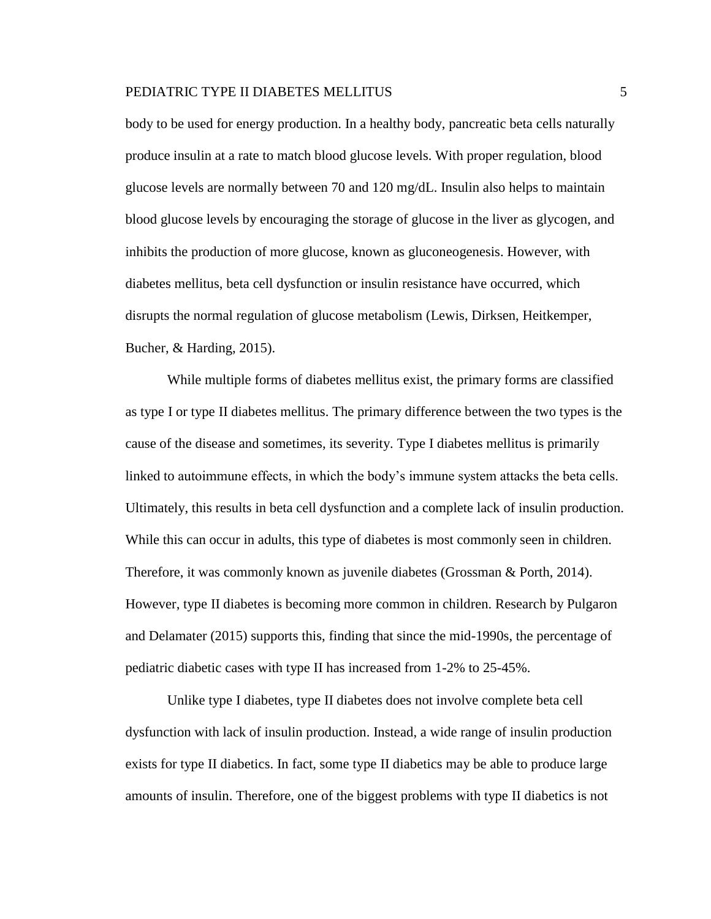body to be used for energy production. In a healthy body, pancreatic beta cells naturally produce insulin at a rate to match blood glucose levels. With proper regulation, blood glucose levels are normally between 70 and 120 mg/dL. Insulin also helps to maintain blood glucose levels by encouraging the storage of glucose in the liver as glycogen, and inhibits the production of more glucose, known as gluconeogenesis. However, with diabetes mellitus, beta cell dysfunction or insulin resistance have occurred, which disrupts the normal regulation of glucose metabolism (Lewis, Dirksen, Heitkemper, Bucher, & Harding, 2015).

While multiple forms of diabetes mellitus exist, the primary forms are classified as type I or type II diabetes mellitus. The primary difference between the two types is the cause of the disease and sometimes, its severity. Type I diabetes mellitus is primarily linked to autoimmune effects, in which the body's immune system attacks the beta cells. Ultimately, this results in beta cell dysfunction and a complete lack of insulin production. While this can occur in adults, this type of diabetes is most commonly seen in children. Therefore, it was commonly known as juvenile diabetes (Grossman & Porth, 2014). However, type II diabetes is becoming more common in children. Research by Pulgaron and Delamater (2015) supports this, finding that since the mid-1990s, the percentage of pediatric diabetic cases with type II has increased from 1-2% to 25-45%.

Unlike type I diabetes, type II diabetes does not involve complete beta cell dysfunction with lack of insulin production. Instead, a wide range of insulin production exists for type II diabetics. In fact, some type II diabetics may be able to produce large amounts of insulin. Therefore, one of the biggest problems with type II diabetics is not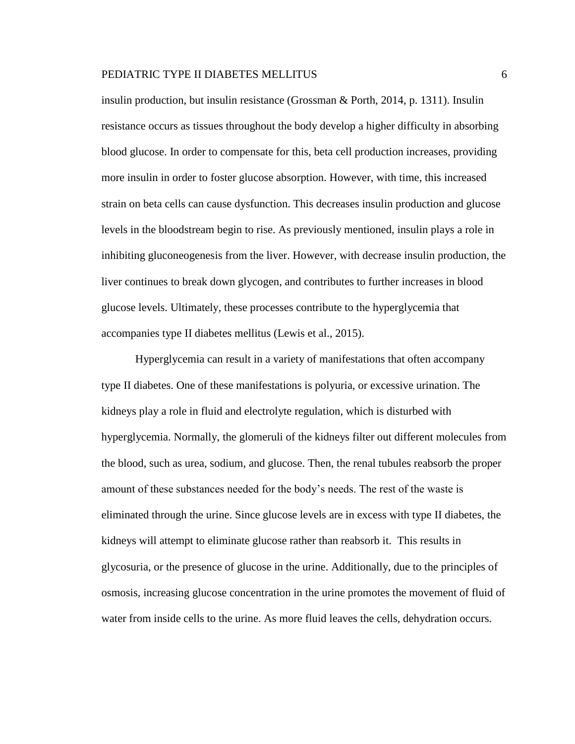insulin production, but insulin resistance (Grossman & Porth, 2014, p. 1311). Insulin resistance occurs as tissues throughout the body develop a higher difficulty in absorbing blood glucose. In order to compensate for this, beta cell production increases, providing more insulin in order to foster glucose absorption. However, with time, this increased strain on beta cells can cause dysfunction. This decreases insulin production and glucose levels in the bloodstream begin to rise. As previously mentioned, insulin plays a role in inhibiting gluconeogenesis from the liver. However, with decrease insulin production, the liver continues to break down glycogen, and contributes to further increases in blood glucose levels. Ultimately, these processes contribute to the hyperglycemia that accompanies type II diabetes mellitus (Lewis et al., 2015).

Hyperglycemia can result in a variety of manifestations that often accompany type II diabetes. One of these manifestations is polyuria, or excessive urination. The kidneys play a role in fluid and electrolyte regulation, which is disturbed with hyperglycemia. Normally, the glomeruli of the kidneys filter out different molecules from the blood, such as urea, sodium, and glucose. Then, the renal tubules reabsorb the proper amount of these substances needed for the body's needs. The rest of the waste is eliminated through the urine. Since glucose levels are in excess with type II diabetes, the kidneys will attempt to eliminate glucose rather than reabsorb it. This results in glycosuria, or the presence of glucose in the urine. Additionally, due to the principles of osmosis, increasing glucose concentration in the urine promotes the movement of fluid of water from inside cells to the urine. As more fluid leaves the cells, dehydration occurs.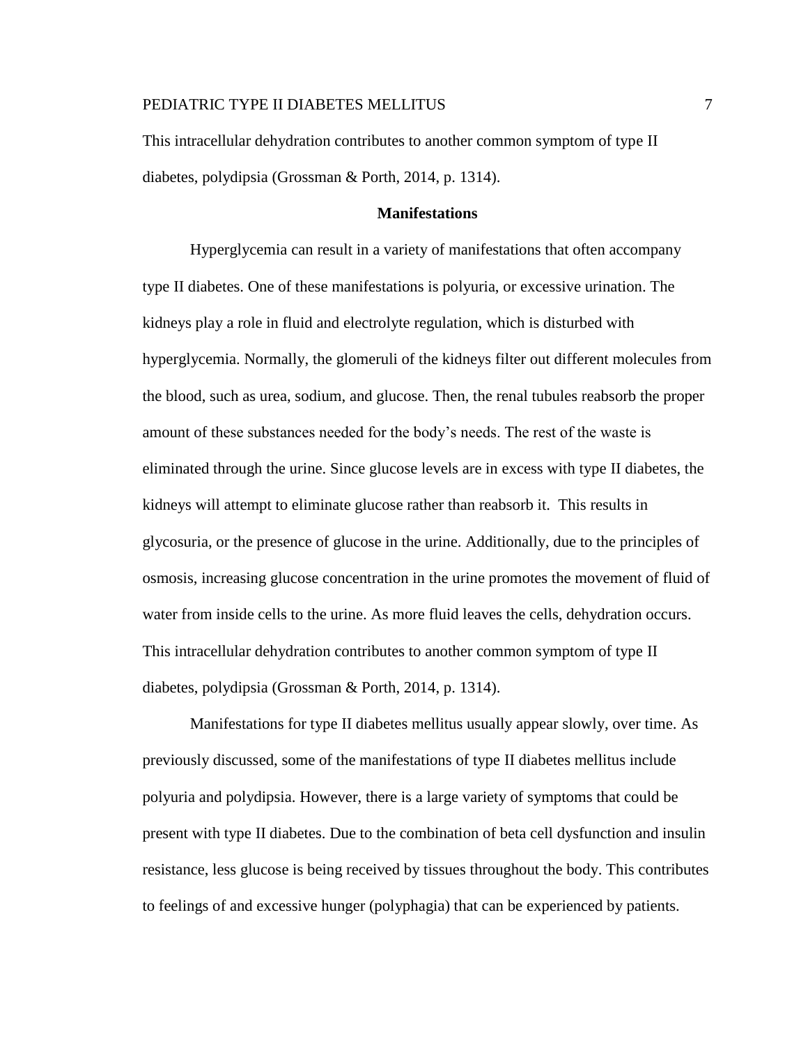This intracellular dehydration contributes to another common symptom of type II diabetes, polydipsia (Grossman & Porth, 2014, p. 1314).

## Manifestations

Hyperglycemia can result in a variety of manifestations that often accompany type II diabetes. One of these manifestations is polyuria, or excessive urination. The kidneys play a role in fluid and electrolyte regulation, which is disturbed with hyperglycemia. Normally, the glomeruli of the kidneys filter out different molecules from the blood, such as urea, sodium, and glucose. Then, the renal tubules reabsorb the proper amount of these substances needed for the body's needs. The rest of the waste is eliminated through the urine. Since glucose levels are in excess with type II diabetes, the kidneys will attempt to eliminate glucose rather than reabsorb it. This results in glycosuria, or the presence of glucose in the urine. Additionally, due to the principles of osmosis, increasing glucose concentration in the urine promotes the movement of fluid of water from inside cells to the urine. As more fluid leaves the cells, dehydration occurs. This intracellular dehydration contributes to another common symptom of type II diabetes, polydipsia (Grossman & Porth, 2014, p. 1314).

Manifestations for type II diabetes mellitus usually appear slowly, over time. As previously discussed, some of the manifestations of type II diabetes mellitus include polyuria and polydipsia. However, there is a large variety of symptoms that could be present with type II diabetes. Due to the combination of beta cell dysfunction and insulin resistance, less glucose is being received by tissues throughout the body. This contributes to feelings of and excessive hunger (polyphagia) that can be experienced by patients.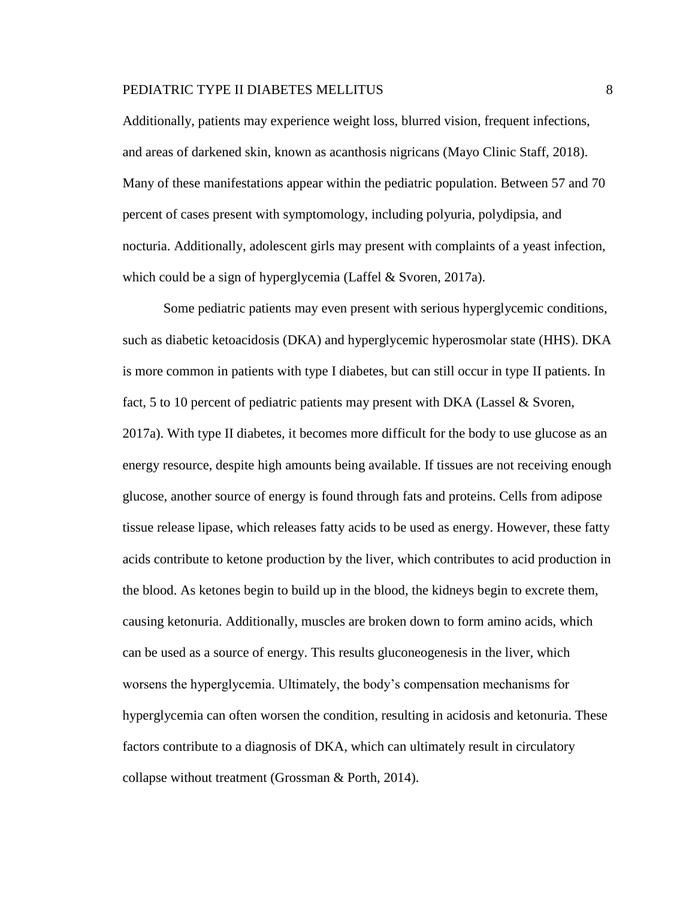Additionally, patients may experience weight loss, blurred vision, frequent infections, and areas of darkened skin, known as acanthosis nigricans (Mayo Clinic Staff, 2018). Many of these manifestations appear within the pediatric population. Between 57 and 70 percent of cases present with symptomology, including polyuria, polydipsia, and nocturia. Additionally, adolescent girls may present with complaints of a yeast infection, which could be a sign of hyperglycemia (Laffel & Svoren, 2017a).

Some pediatric patients may even present with serious hyperglycemic conditions, such as diabetic ketoacidosis (DKA) and hyperglycemic hyperosmolar state (HHS). DKA is more common in patients with type I diabetes, but can still occur in type II patients. In fact, 5 to 10 percent of pediatric patients may present with DKA (Lassel & Svoren, 2017a). With type II diabetes, it becomes more difficult for the body to use glucose as an energy resource, despite high amounts being available. If tissues are not receiving enough glucose, another source of energy is found through fats and proteins. Cells from adipose tissue release lipase, which releases fatty acids to be used as energy. However, these fatty acids contribute to ketone production by the liver, which contributes to acid production in the blood. As ketones begin to build up in the blood, the kidneys begin to excrete them, causing ketonuria. Additionally, muscles are broken down to form amino acids, which can be used as a source of energy. This results gluconeogenesis in the liver, which worsens the hyperglycemia. Ultimately, the body's compensation mechanisms for hyperglycemia can often worsen the condition, resulting in acidosis and ketonuria. These factors contribute to a diagnosis of DKA, which can ultimately result in circulatory collapse without treatment (Grossman & Porth, 2014).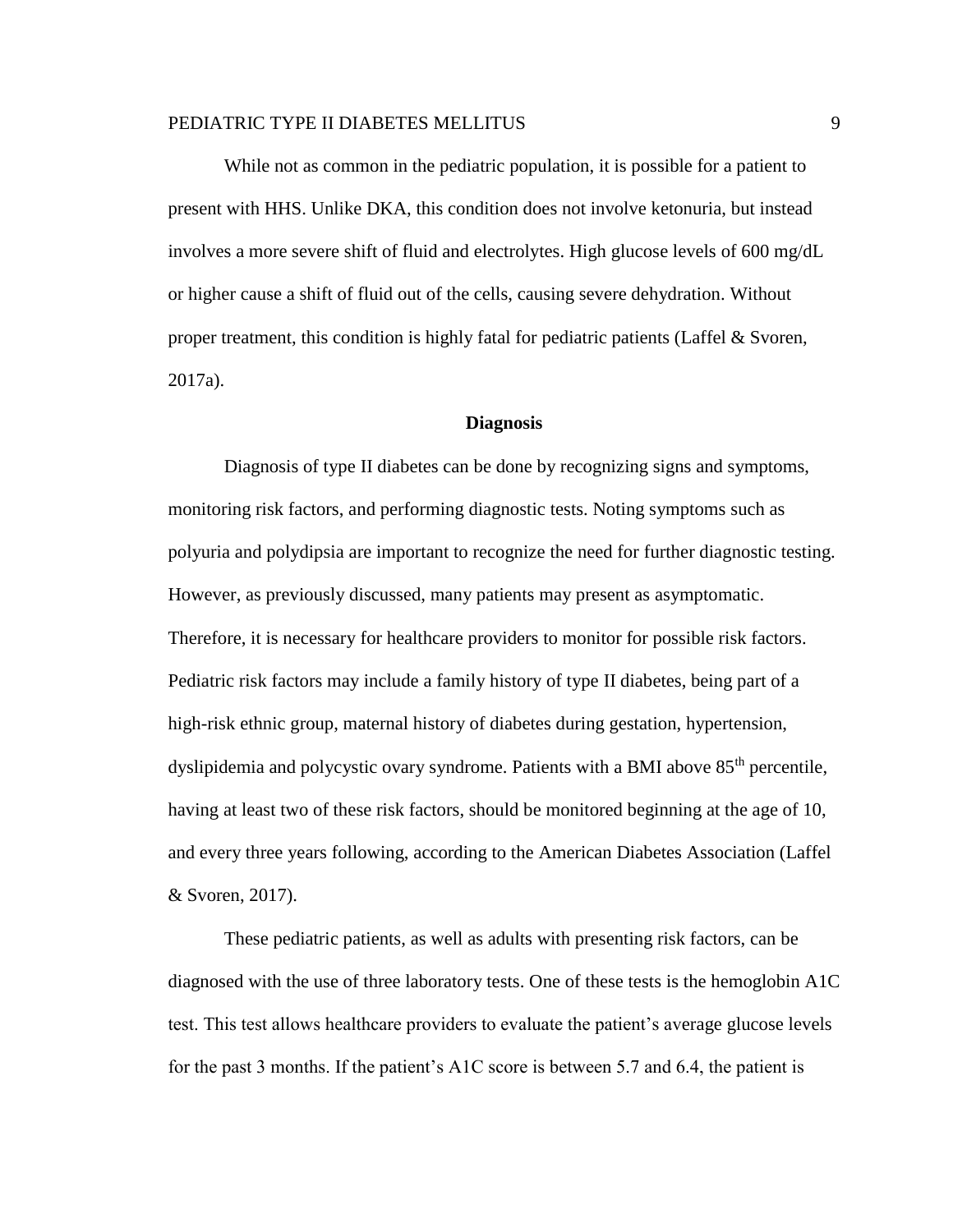While not as common in the pediatric population, it is possible for a patient to present with HHS. Unlike DKA, this condition does not involve ketonuria, but instead involves a more severe shift of fluid and electrolytes. High glucose levels of 600 mg/dL or higher cause a shift of fluid out of the cells, causing severe dehydration. Without proper treatment, this condition is highly fatal for pediatric patients (Laffel & Svoren, 2017a).

## Diagnosis

Diagnosis of type II diabetes can be done by recognizing signs and symptoms, monitoring risk factors, and performing diagnostic tests. Noting symptoms such as polyuria and polydipsia are important to recognize the need for further diagnostic testing. However, as previously discussed, many patients may present as asymptomatic. Therefore, it is necessary for healthcare providers to monitor for possible risk factors. Pediatric risk factors may include a family history of type II diabetes, being part of a high-risk ethnic group, maternal history of diabetes during gestation, hypertension, dyslipidemia and polycystic ovary syndrome. Patients with a BMI above 85$^{th}$ percentile, having at least two of these risk factors, should be monitored beginning at the age of 10, and every three years following, according to the American Diabetes Association (Laffel & Svoren, 2017).

These pediatric patients, as well as adults with presenting risk factors, can be diagnosed with the use of three laboratory tests. One of these tests is the hemoglobin A1C test. This test allows healthcare providers to evaluate the patient's average glucose levels for the past 3 months. If the patient's A1C score is between 5.7 and 6.4, the patient is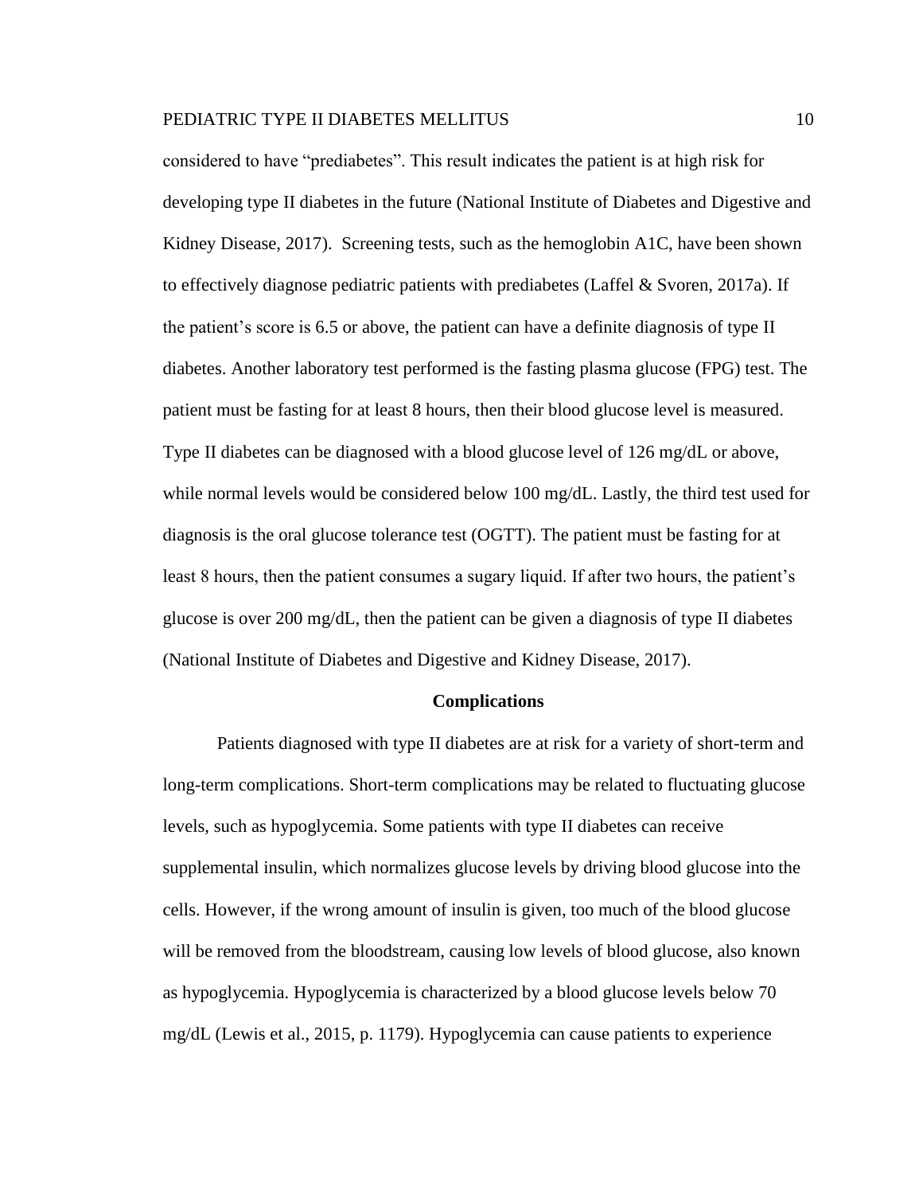considered to have "prediabetes". This result indicates the patient is at high risk for developing type II diabetes in the future (National Institute of Diabetes and Digestive and Kidney Disease, 2017). Screening tests, such as the hemoglobin A1C, have been shown to effectively diagnose pediatric patients with prediabetes (Laffel & Svoren, 2017a). If the patient's score is 6.5 or above, the patient can have a definite diagnosis of type II diabetes. Another laboratory test performed is the fasting plasma glucose (FPG) test. The patient must be fasting for at least 8 hours, then their blood glucose level is measured. Type II diabetes can be diagnosed with a blood glucose level of 126 mg/dL or above, while normal levels would be considered below 100 mg/dL. Lastly, the third test used for diagnosis is the oral glucose tolerance test (OGTT). The patient must be fasting for at least 8 hours, then the patient consumes a sugary liquid. If after two hours, the patient's glucose is over 200 mg/dL, then the patient can be given a diagnosis of type II diabetes (National Institute of Diabetes and Digestive and Kidney Disease, 2017).

## Complications

Patients diagnosed with type II diabetes are at risk for a variety of short-term and long-term complications. Short-term complications may be related to fluctuating glucose levels, such as hypoglycemia. Some patients with type II diabetes can receive supplemental insulin, which normalizes glucose levels by driving blood glucose into the cells. However, if the wrong amount of insulin is given, too much of the blood glucose will be removed from the bloodstream, causing low levels of blood glucose, also known as hypoglycemia. Hypoglycemia is characterized by a blood glucose levels below 70 mg/dL (Lewis et al., 2015, p. 1179). Hypoglycemia can cause patients to experience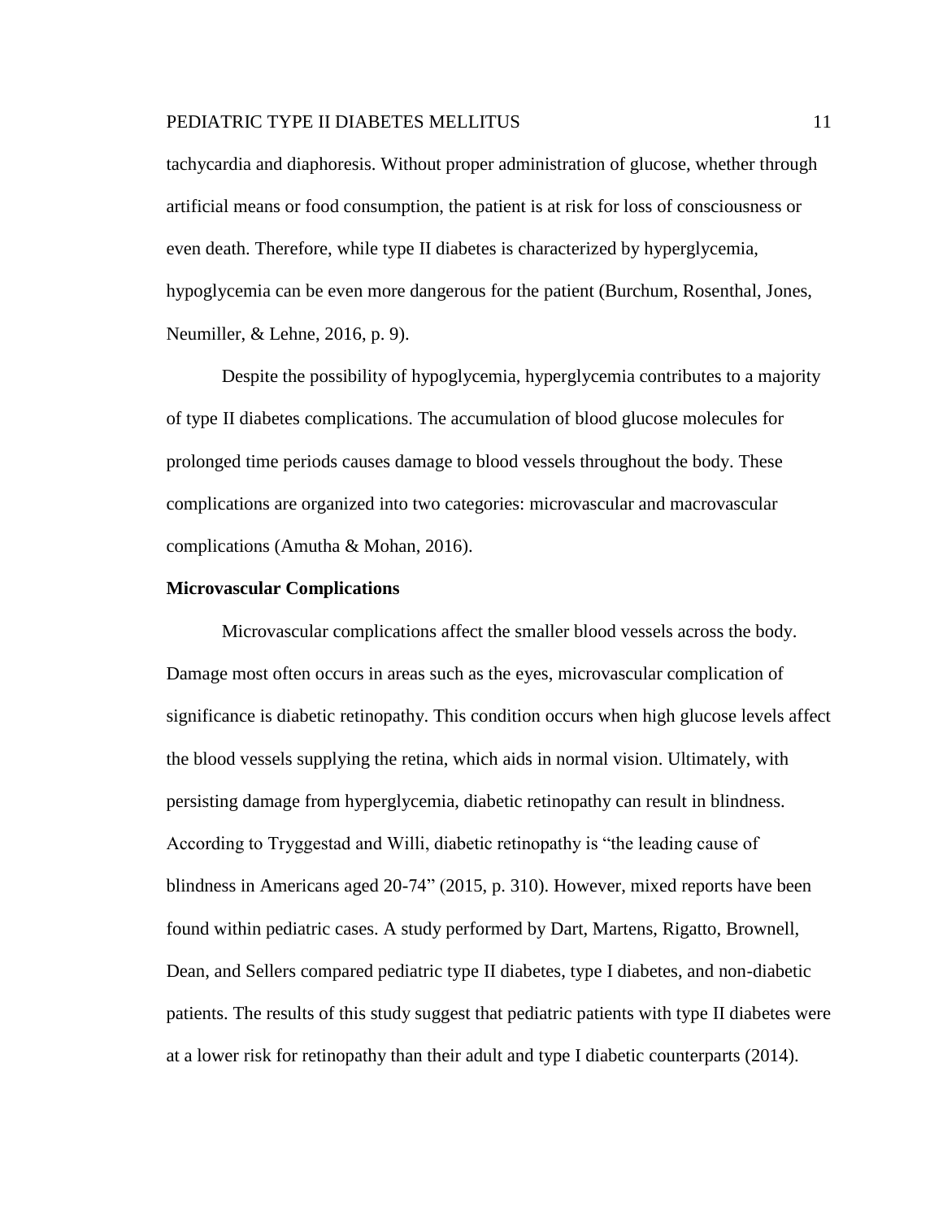tachycardia and diaphoresis. Without proper administration of glucose, whether through artificial means or food consumption, the patient is at risk for loss of consciousness or even death. Therefore, while type II diabetes is characterized by hyperglycemia, hypoglycemia can be even more dangerous for the patient (Burchum, Rosenthal, Jones, Neumiller, & Lehne, 2016, p. 9).

Despite the possibility of hypoglycemia, hyperglycemia contributes to a majority of type II diabetes complications. The accumulation of blood glucose molecules for prolonged time periods causes damage to blood vessels throughout the body. These complications are organized into two categories: microvascular and macrovascular complications (Amutha & Mohan, 2016).

**Microvascular Complications**

Microvascular complications affect the smaller blood vessels across the body. Damage most often occurs in areas such as the eyes, microvascular complication of significance is diabetic retinopathy. This condition occurs when high glucose levels affect the blood vessels supplying the retina, which aids in normal vision. Ultimately, with persisting damage from hyperglycemia, diabetic retinopathy can result in blindness. According to Tryggestad and Willi, diabetic retinopathy is "the leading cause of blindness in Americans aged 20-74" (2015, p. 310). However, mixed reports have been found within pediatric cases. A study performed by Dart, Martens, Rigatto, Brownell, Dean, and Sellers compared pediatric type II diabetes, type I diabetes, and non-diabetic patients. The results of this study suggest that pediatric patients with type II diabetes were at a lower risk for retinopathy than their adult and type I diabetic counterparts (2014).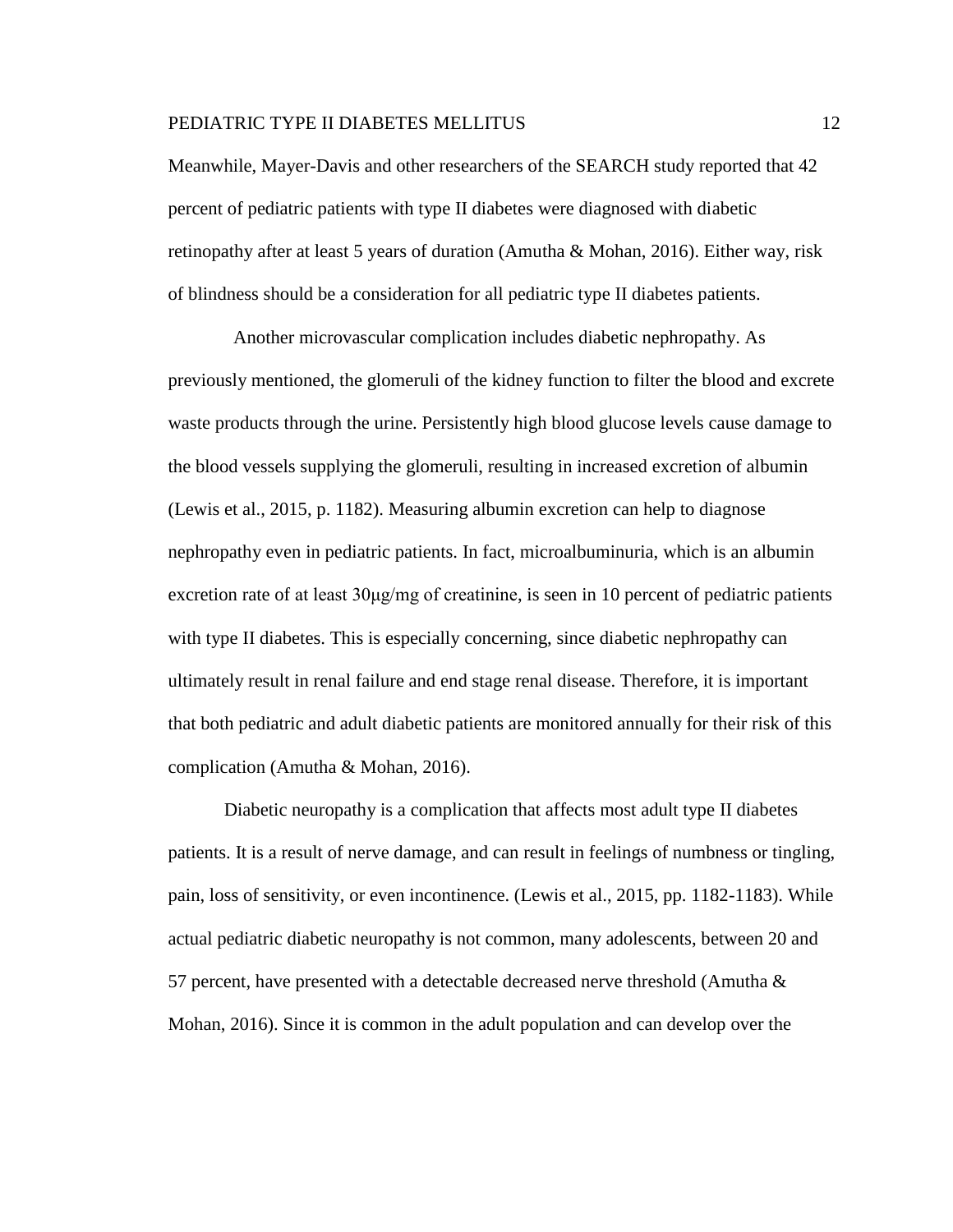Meanwhile, Mayer-Davis and other researchers of the SEARCH study reported that 42 percent of pediatric patients with type II diabetes were diagnosed with diabetic retinopathy after at least 5 years of duration (Amutha & Mohan, 2016). Either way, risk of blindness should be a consideration for all pediatric type II diabetes patients.

Another microvascular complication includes diabetic nephropathy. As previously mentioned, the glomeruli of the kidney function to filter the blood and excrete waste products through the urine. Persistently high blood glucose levels cause damage to the blood vessels supplying the glomeruli, resulting in increased excretion of albumin (Lewis et al., 2015, p. 1182). Measuring albumin excretion can help to diagnose nephropathy even in pediatric patients. In fact, microalbuminuria, which is an albumin excretion rate of at least 30μg/mg of creatinine, is seen in 10 percent of pediatric patients with type II diabetes. This is especially concerning, since diabetic nephropathy can ultimately result in renal failure and end stage renal disease. Therefore, it is important that both pediatric and adult diabetic patients are monitored annually for their risk of this complication (Amutha & Mohan, 2016).

Diabetic neuropathy is a complication that affects most adult type II diabetes patients. It is a result of nerve damage, and can result in feelings of numbness or tingling, pain, loss of sensitivity, or even incontinence. (Lewis et al., 2015, pp. 1182-1183). While actual pediatric diabetic neuropathy is not common, many adolescents, between 20 and 57 percent, have presented with a detectable decreased nerve threshold (Amutha & Mohan, 2016). Since it is common in the adult population and can develop over the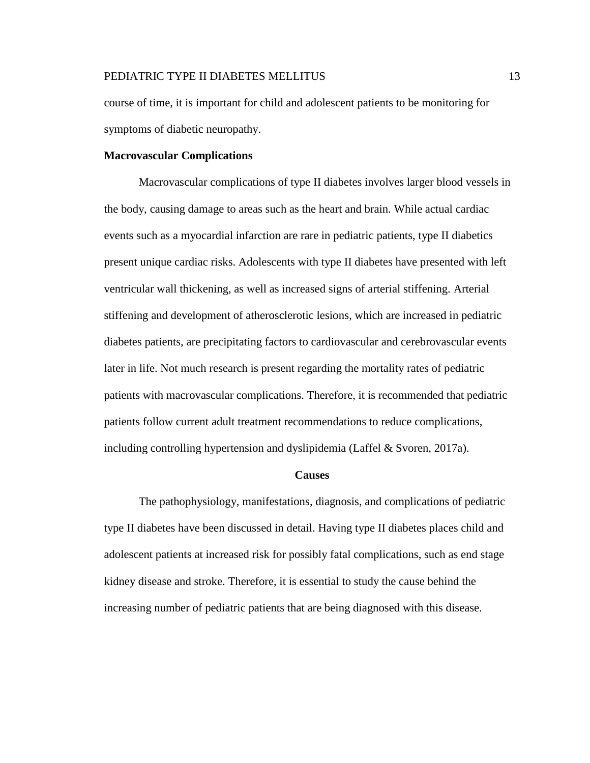course of time, it is important for child and adolescent patients to be monitoring for symptoms of diabetic neuropathy.

### Macrovascular Complications

Macrovascular complications of type II diabetes involves larger blood vessels in the body, causing damage to areas such as the heart and brain. While actual cardiac events such as a myocardial infarction are rare in pediatric patients, type II diabetics present unique cardiac risks. Adolescents with type II diabetes have presented with left ventricular wall thickening, as well as increased signs of arterial stiffening. Arterial stiffening and development of atherosclerotic lesions, which are increased in pediatric diabetes patients, are precipitating factors to cardiovascular and cerebrovascular events later in life. Not much research is present regarding the mortality rates of pediatric patients with macrovascular complications. Therefore, it is recommended that pediatric patients follow current adult treatment recommendations to reduce complications, including controlling hypertension and dyslipidemia (Laffel & Svoren, 2017a).

## Causes

The pathophysiology, manifestations, diagnosis, and complications of pediatric type II diabetes have been discussed in detail. Having type II diabetes places child and adolescent patients at increased risk for possibly fatal complications, such as end stage kidney disease and stroke. Therefore, it is essential to study the cause behind the increasing number of pediatric patients that are being diagnosed with this disease.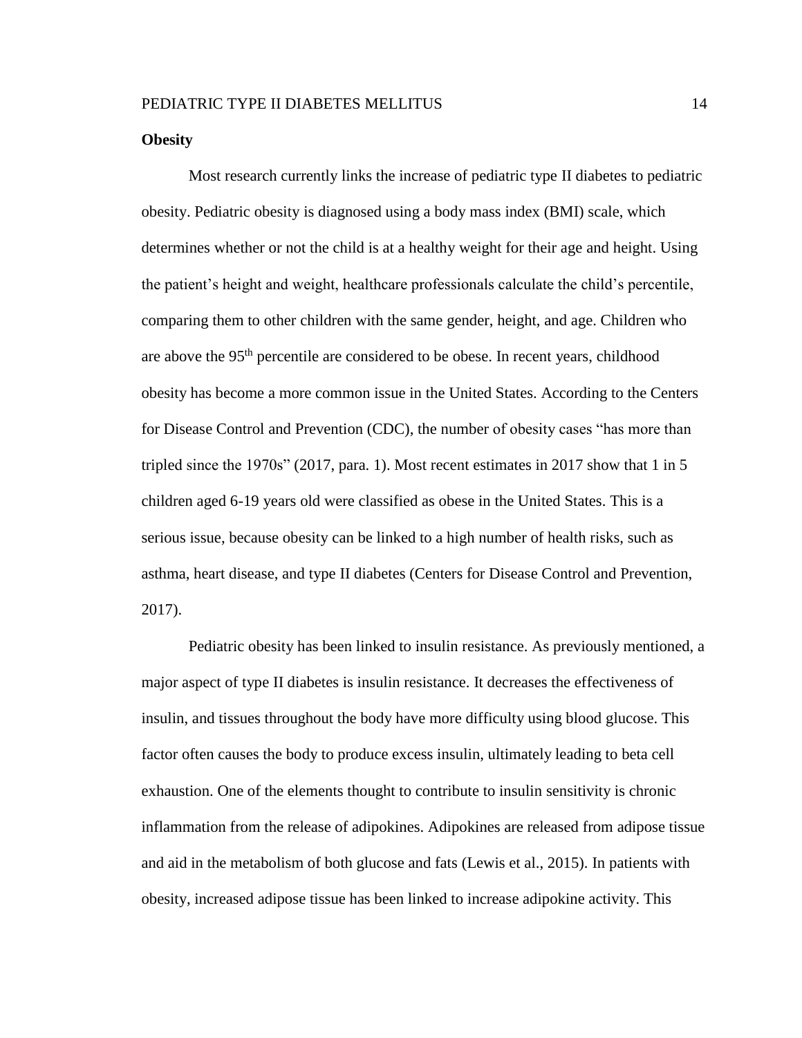**Obesity**

Most research currently links the increase of pediatric type II diabetes to pediatric obesity. Pediatric obesity is diagnosed using a body mass index (BMI) scale, which determines whether or not the child is at a healthy weight for their age and height. Using the patient's height and weight, healthcare professionals calculate the child's percentile, comparing them to other children with the same gender, height, and age. Children who are above the 95$^{th}$ percentile are considered to be obese. In recent years, childhood obesity has become a more common issue in the United States. According to the Centers for Disease Control and Prevention (CDC), the number of obesity cases "has more than tripled since the 1970s" (2017, para. 1). Most recent estimates in 2017 show that 1 in 5 children aged 6-19 years old were classified as obese in the United States. This is a serious issue, because obesity can be linked to a high number of health risks, such as asthma, heart disease, and type II diabetes (Centers for Disease Control and Prevention, 2017).

Pediatric obesity has been linked to insulin resistance. As previously mentioned, a major aspect of type II diabetes is insulin resistance. It decreases the effectiveness of insulin, and tissues throughout the body have more difficulty using blood glucose. This factor often causes the body to produce excess insulin, ultimately leading to beta cell exhaustion. One of the elements thought to contribute to insulin sensitivity is chronic inflammation from the release of adipokines. Adipokines are released from adipose tissue and aid in the metabolism of both glucose and fats (Lewis et al., 2015). In patients with obesity, increased adipose tissue has been linked to increase adipokine activity. This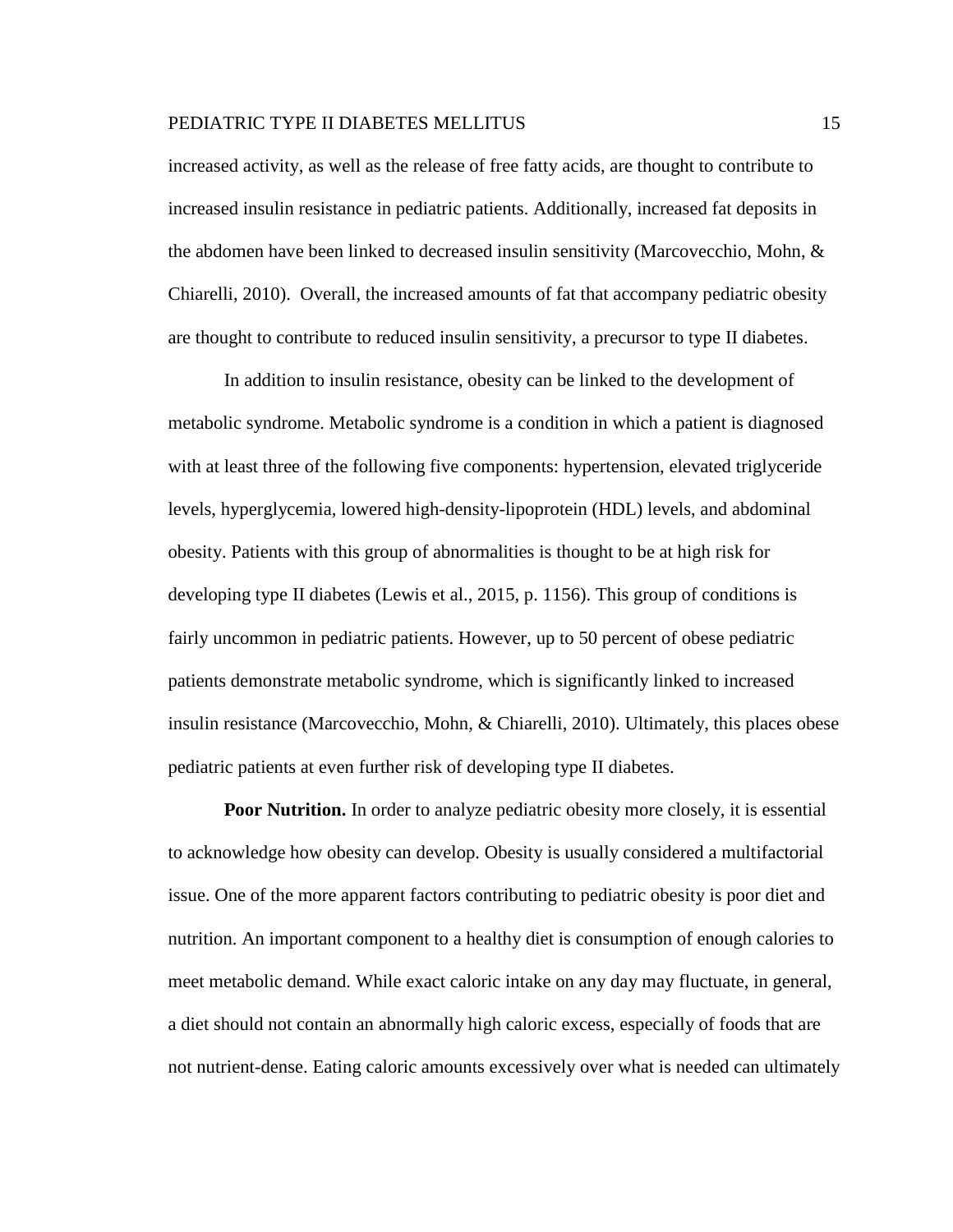increased activity, as well as the release of free fatty acids, are thought to contribute to increased insulin resistance in pediatric patients. Additionally, increased fat deposits in the abdomen have been linked to decreased insulin sensitivity (Marcovecchio, Mohn, & Chiarelli, 2010). Overall, the increased amounts of fat that accompany pediatric obesity are thought to contribute to reduced insulin sensitivity, a precursor to type II diabetes.

In addition to insulin resistance, obesity can be linked to the development of metabolic syndrome. Metabolic syndrome is a condition in which a patient is diagnosed with at least three of the following five components: hypertension, elevated triglyceride levels, hyperglycemia, lowered high-density-lipoprotein (HDL) levels, and abdominal obesity. Patients with this group of abnormalities is thought to be at high risk for developing type II diabetes (Lewis et al., 2015, p. 1156). This group of conditions is fairly uncommon in pediatric patients. However, up to 50 percent of obese pediatric patients demonstrate metabolic syndrome, which is significantly linked to increased insulin resistance (Marcovecchio, Mohn, & Chiarelli, 2010). Ultimately, this places obese pediatric patients at even further risk of developing type II diabetes.

**Poor Nutrition.** In order to analyze pediatric obesity more closely, it is essential to acknowledge how obesity can develop. Obesity is usually considered a multifactorial issue. One of the more apparent factors contributing to pediatric obesity is poor diet and nutrition. An important component to a healthy diet is consumption of enough calories to meet metabolic demand. While exact caloric intake on any day may fluctuate, in general, a diet should not contain an abnormally high caloric excess, especially of foods that are not nutrient-dense. Eating caloric amounts excessively over what is needed can ultimately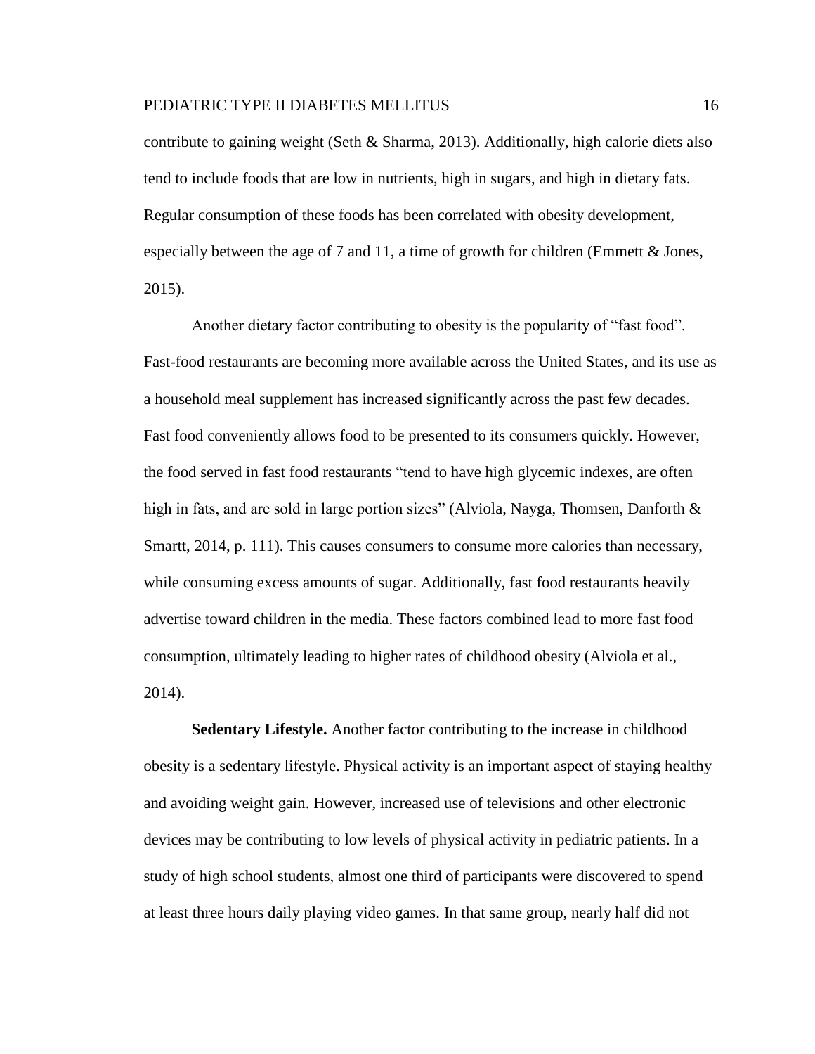contribute to gaining weight (Seth & Sharma, 2013). Additionally, high calorie diets also tend to include foods that are low in nutrients, high in sugars, and high in dietary fats. Regular consumption of these foods has been correlated with obesity development, especially between the age of 7 and 11, a time of growth for children (Emmett & Jones, 2015).

Another dietary factor contributing to obesity is the popularity of "fast food". Fast-food restaurants are becoming more available across the United States, and its use as a household meal supplement has increased significantly across the past few decades. Fast food conveniently allows food to be presented to its consumers quickly. However, the food served in fast food restaurants "tend to have high glycemic indexes, are often high in fats, and are sold in large portion sizes" (Alviola, Nayga, Thomsen, Danforth & Smartt, 2014, p. 111). This causes consumers to consume more calories than necessary, while consuming excess amounts of sugar. Additionally, fast food restaurants heavily advertise toward children in the media. These factors combined lead to more fast food consumption, ultimately leading to higher rates of childhood obesity (Alviola et al., 2014).

**Sedentary Lifestyle.** Another factor contributing to the increase in childhood obesity is a sedentary lifestyle. Physical activity is an important aspect of staying healthy and avoiding weight gain. However, increased use of televisions and other electronic devices may be contributing to low levels of physical activity in pediatric patients. In a study of high school students, almost one third of participants were discovered to spend at least three hours daily playing video games. In that same group, nearly half did not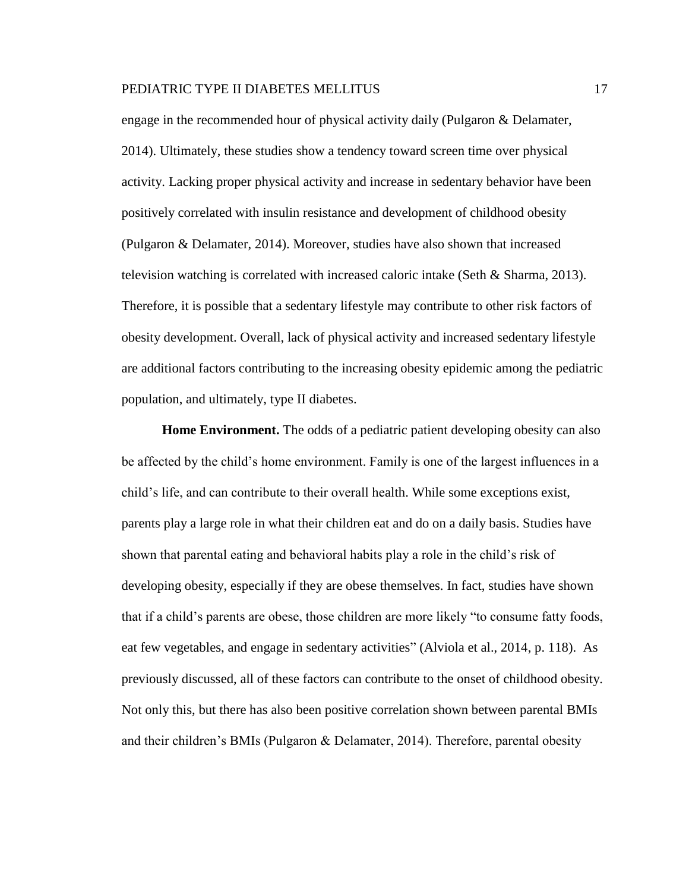engage in the recommended hour of physical activity daily (Pulgaron & Delamater, 2014). Ultimately, these studies show a tendency toward screen time over physical activity. Lacking proper physical activity and increase in sedentary behavior have been positively correlated with insulin resistance and development of childhood obesity (Pulgaron & Delamater, 2014). Moreover, studies have also shown that increased television watching is correlated with increased caloric intake (Seth & Sharma, 2013). Therefore, it is possible that a sedentary lifestyle may contribute to other risk factors of obesity development. Overall, lack of physical activity and increased sedentary lifestyle are additional factors contributing to the increasing obesity epidemic among the pediatric population, and ultimately, type II diabetes.

**Home Environment.** The odds of a pediatric patient developing obesity can also be affected by the child's home environment. Family is one of the largest influences in a child's life, and can contribute to their overall health. While some exceptions exist, parents play a large role in what their children eat and do on a daily basis. Studies have shown that parental eating and behavioral habits play a role in the child's risk of developing obesity, especially if they are obese themselves. In fact, studies have shown that if a child's parents are obese, those children are more likely "to consume fatty foods, eat few vegetables, and engage in sedentary activities" (Alviola et al., 2014, p. 118). As previously discussed, all of these factors can contribute to the onset of childhood obesity. Not only this, but there has also been positive correlation shown between parental BMIs and their children's BMIs (Pulgaron & Delamater, 2014). Therefore, parental obesity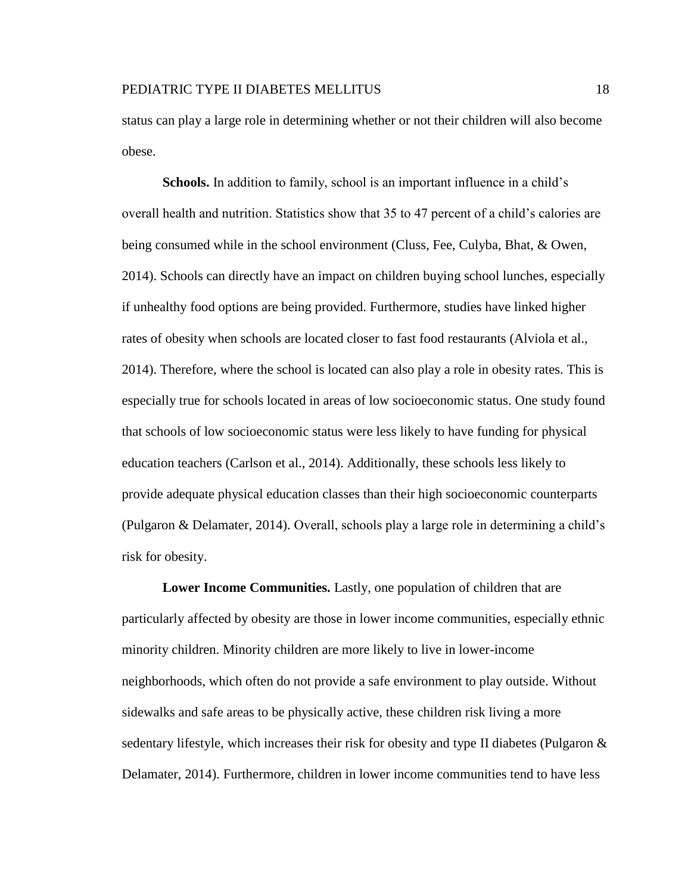status can play a large role in determining whether or not their children will also become obese.

**Schools.** In addition to family, school is an important influence in a child's overall health and nutrition. Statistics show that 35 to 47 percent of a child's calories are being consumed while in the school environment (Cluss, Fee, Culyba, Bhat, & Owen, 2014). Schools can directly have an impact on children buying school lunches, especially if unhealthy food options are being provided. Furthermore, studies have linked higher rates of obesity when schools are located closer to fast food restaurants (Alviola et al., 2014). Therefore, where the school is located can also play a role in obesity rates. This is especially true for schools located in areas of low socioeconomic status. One study found that schools of low socioeconomic status were less likely to have funding for physical education teachers (Carlson et al., 2014). Additionally, these schools less likely to provide adequate physical education classes than their high socioeconomic counterparts (Pulgaron & Delamater, 2014). Overall, schools play a large role in determining a child's risk for obesity.

**Lower Income Communities.** Lastly, one population of children that are particularly affected by obesity are those in lower income communities, especially ethnic minority children. Minority children are more likely to live in lower-income neighborhoods, which often do not provide a safe environment to play outside. Without sidewalks and safe areas to be physically active, these children risk living a more sedentary lifestyle, which increases their risk for obesity and type II diabetes (Pulgaron & Delamater, 2014). Furthermore, children in lower income communities tend to have less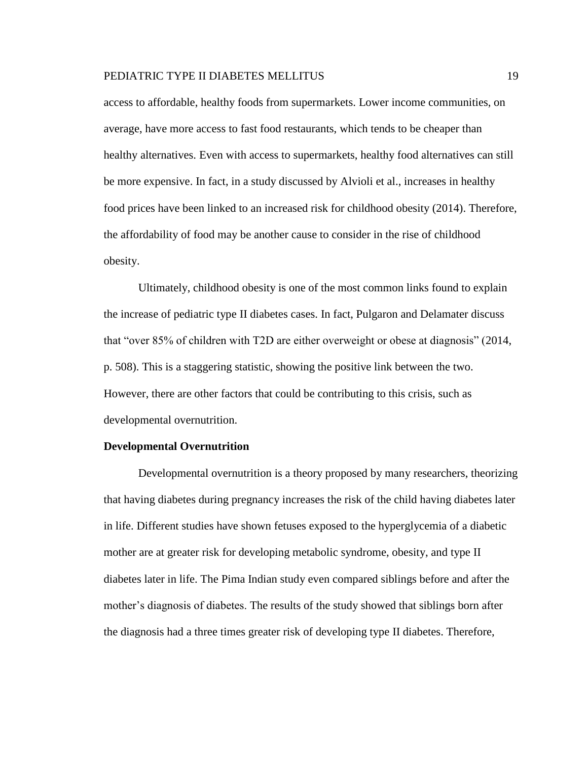access to affordable, healthy foods from supermarkets. Lower income communities, on average, have more access to fast food restaurants, which tends to be cheaper than healthy alternatives. Even with access to supermarkets, healthy food alternatives can still be more expensive. In fact, in a study discussed by Alvioli et al., increases in healthy food prices have been linked to an increased risk for childhood obesity (2014). Therefore, the affordability of food may be another cause to consider in the rise of childhood obesity.

Ultimately, childhood obesity is one of the most common links found to explain the increase of pediatric type II diabetes cases. In fact, Pulgaron and Delamater discuss that "over 85% of children with T2D are either overweight or obese at diagnosis" (2014, p. 508). This is a staggering statistic, showing the positive link between the two. However, there are other factors that could be contributing to this crisis, such as developmental overnutrition.

**Developmental Overnutrition**

Developmental overnutrition is a theory proposed by many researchers, theorizing that having diabetes during pregnancy increases the risk of the child having diabetes later in life. Different studies have shown fetuses exposed to the hyperglycemia of a diabetic mother are at greater risk for developing metabolic syndrome, obesity, and type II diabetes later in life. The Pima Indian study even compared siblings before and after the mother's diagnosis of diabetes. The results of the study showed that siblings born after the diagnosis had a three times greater risk of developing type II diabetes. Therefore,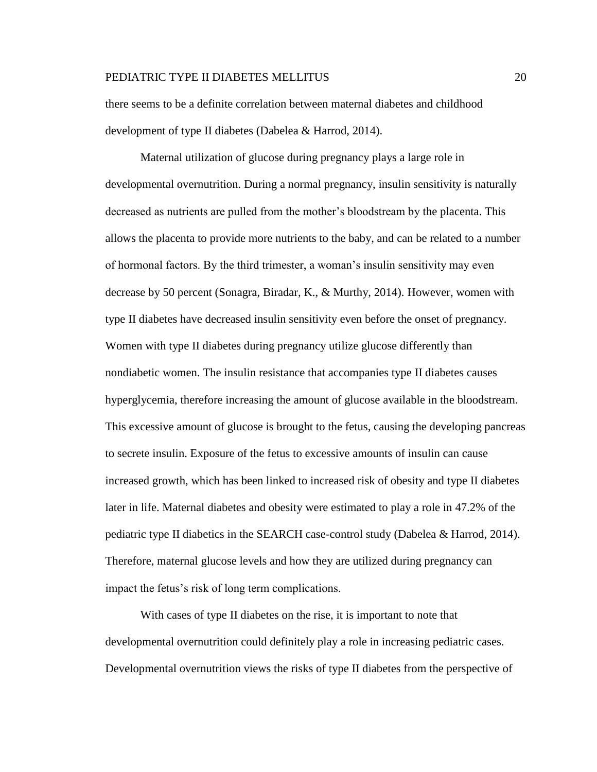there seems to be a definite correlation between maternal diabetes and childhood development of type II diabetes (Dabelea & Harrod, 2014).

Maternal utilization of glucose during pregnancy plays a large role in developmental overnutrition. During a normal pregnancy, insulin sensitivity is naturally decreased as nutrients are pulled from the mother's bloodstream by the placenta. This allows the placenta to provide more nutrients to the baby, and can be related to a number of hormonal factors. By the third trimester, a woman's insulin sensitivity may even decrease by 50 percent (Sonagra, Biradar, K., & Murthy, 2014). However, women with type II diabetes have decreased insulin sensitivity even before the onset of pregnancy. Women with type II diabetes during pregnancy utilize glucose differently than nondiabetic women. The insulin resistance that accompanies type II diabetes causes hyperglycemia, therefore increasing the amount of glucose available in the bloodstream. This excessive amount of glucose is brought to the fetus, causing the developing pancreas to secrete insulin. Exposure of the fetus to excessive amounts of insulin can cause increased growth, which has been linked to increased risk of obesity and type II diabetes later in life. Maternal diabetes and obesity were estimated to play a role in 47.2% of the pediatric type II diabetics in the SEARCH case-control study (Dabelea & Harrod, 2014). Therefore, maternal glucose levels and how they are utilized during pregnancy can impact the fetus's risk of long term complications.

With cases of type II diabetes on the rise, it is important to note that developmental overnutrition could definitely play a role in increasing pediatric cases. Developmental overnutrition views the risks of type II diabetes from the perspective of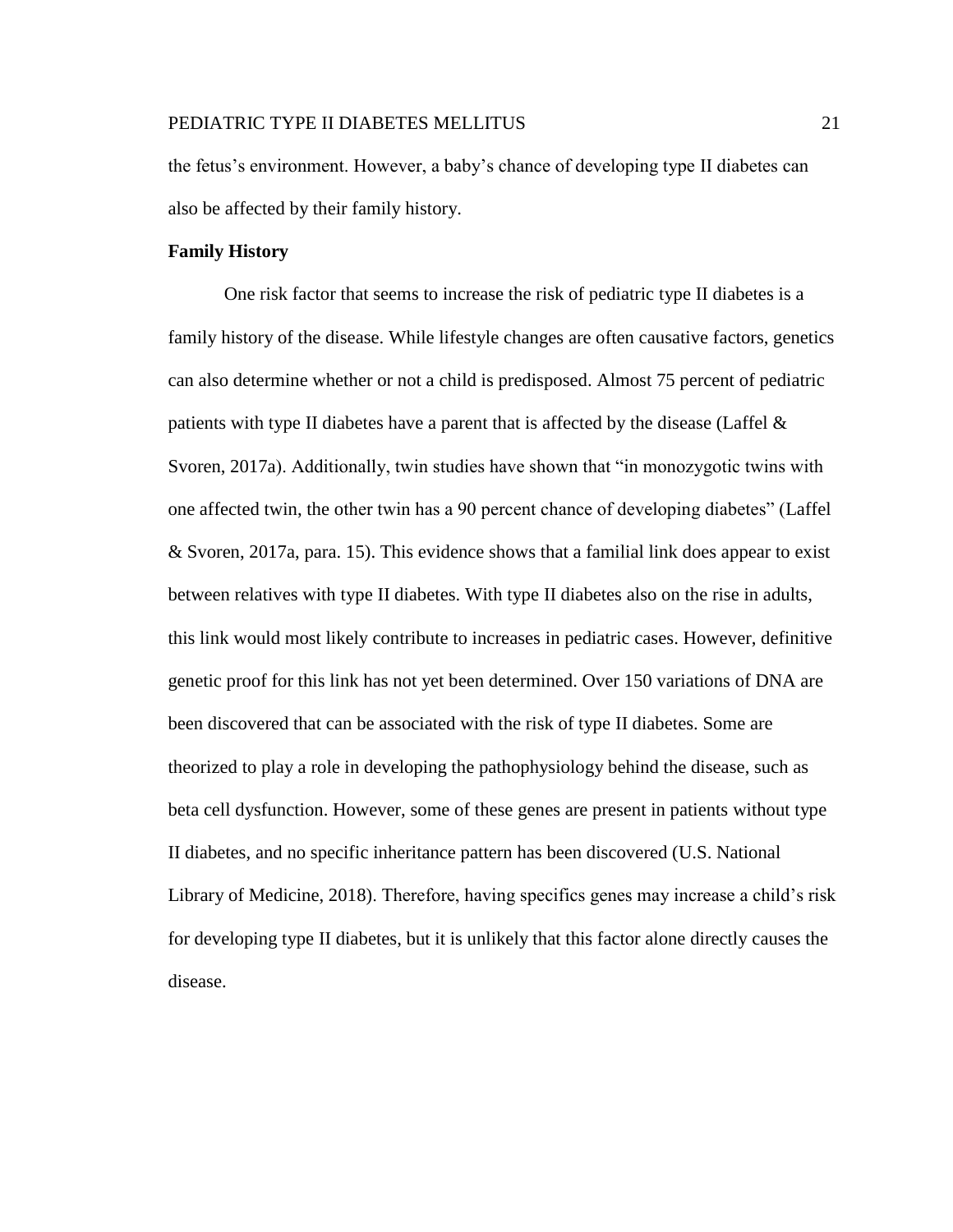the fetus's environment. However, a baby's chance of developing type II diabetes can also be affected by their family history.

**Family History**

One risk factor that seems to increase the risk of pediatric type II diabetes is a family history of the disease. While lifestyle changes are often causative factors, genetics can also determine whether or not a child is predisposed. Almost 75 percent of pediatric patients with type II diabetes have a parent that is affected by the disease (Laffel & Svoren, 2017a). Additionally, twin studies have shown that "in monozygotic twins with one affected twin, the other twin has a 90 percent chance of developing diabetes" (Laffel & Svoren, 2017a, para. 15). This evidence shows that a familial link does appear to exist between relatives with type II diabetes. With type II diabetes also on the rise in adults, this link would most likely contribute to increases in pediatric cases. However, definitive genetic proof for this link has not yet been determined. Over 150 variations of DNA are been discovered that can be associated with the risk of type II diabetes. Some are theorized to play a role in developing the pathophysiology behind the disease, such as beta cell dysfunction. However, some of these genes are present in patients without type II diabetes, and no specific inheritance pattern has been discovered (U.S. National Library of Medicine, 2018). Therefore, having specifics genes may increase a child's risk for developing type II diabetes, but it is unlikely that this factor alone directly causes the disease.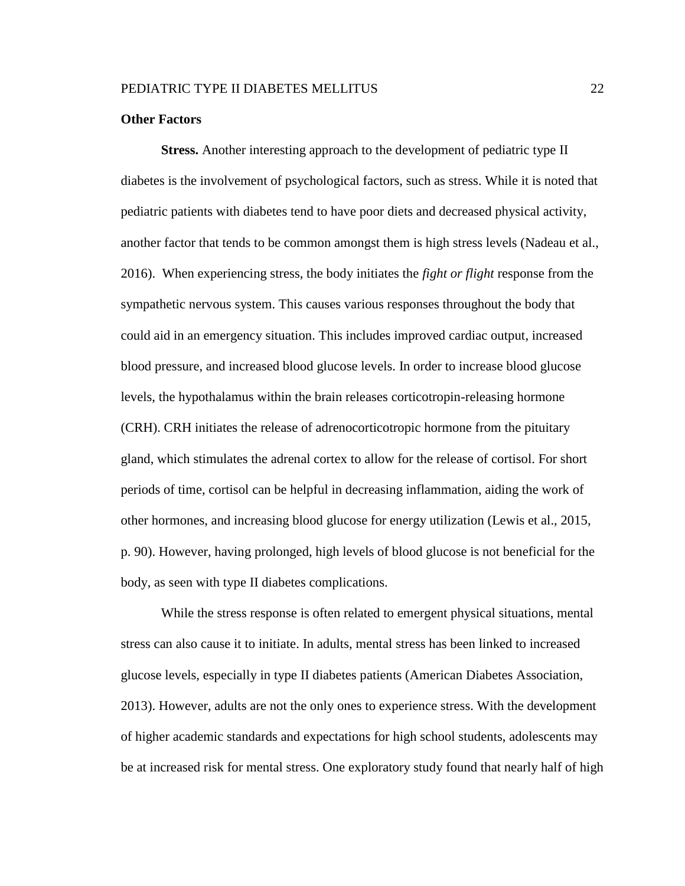## Other Factors

**Stress.** Another interesting approach to the development of pediatric type II diabetes is the involvement of psychological factors, such as stress. While it is noted that pediatric patients with diabetes tend to have poor diets and decreased physical activity, another factor that tends to be common amongst them is high stress levels (Nadeau et al., 2016). When experiencing stress, the body initiates the *fight or flight* response from the sympathetic nervous system. This causes various responses throughout the body that could aid in an emergency situation. This includes improved cardiac output, increased blood pressure, and increased blood glucose levels. In order to increase blood glucose levels, the hypothalamus within the brain releases corticotropin-releasing hormone (CRH). CRH initiates the release of adrenocorticotropic hormone from the pituitary gland, which stimulates the adrenal cortex to allow for the release of cortisol. For short periods of time, cortisol can be helpful in decreasing inflammation, aiding the work of other hormones, and increasing blood glucose for energy utilization (Lewis et al., 2015, p. 90). However, having prolonged, high levels of blood glucose is not beneficial for the body, as seen with type II diabetes complications.

While the stress response is often related to emergent physical situations, mental stress can also cause it to initiate. In adults, mental stress has been linked to increased glucose levels, especially in type II diabetes patients (American Diabetes Association, 2013). However, adults are not the only ones to experience stress. With the development of higher academic standards and expectations for high school students, adolescents may be at increased risk for mental stress. One exploratory study found that nearly half of high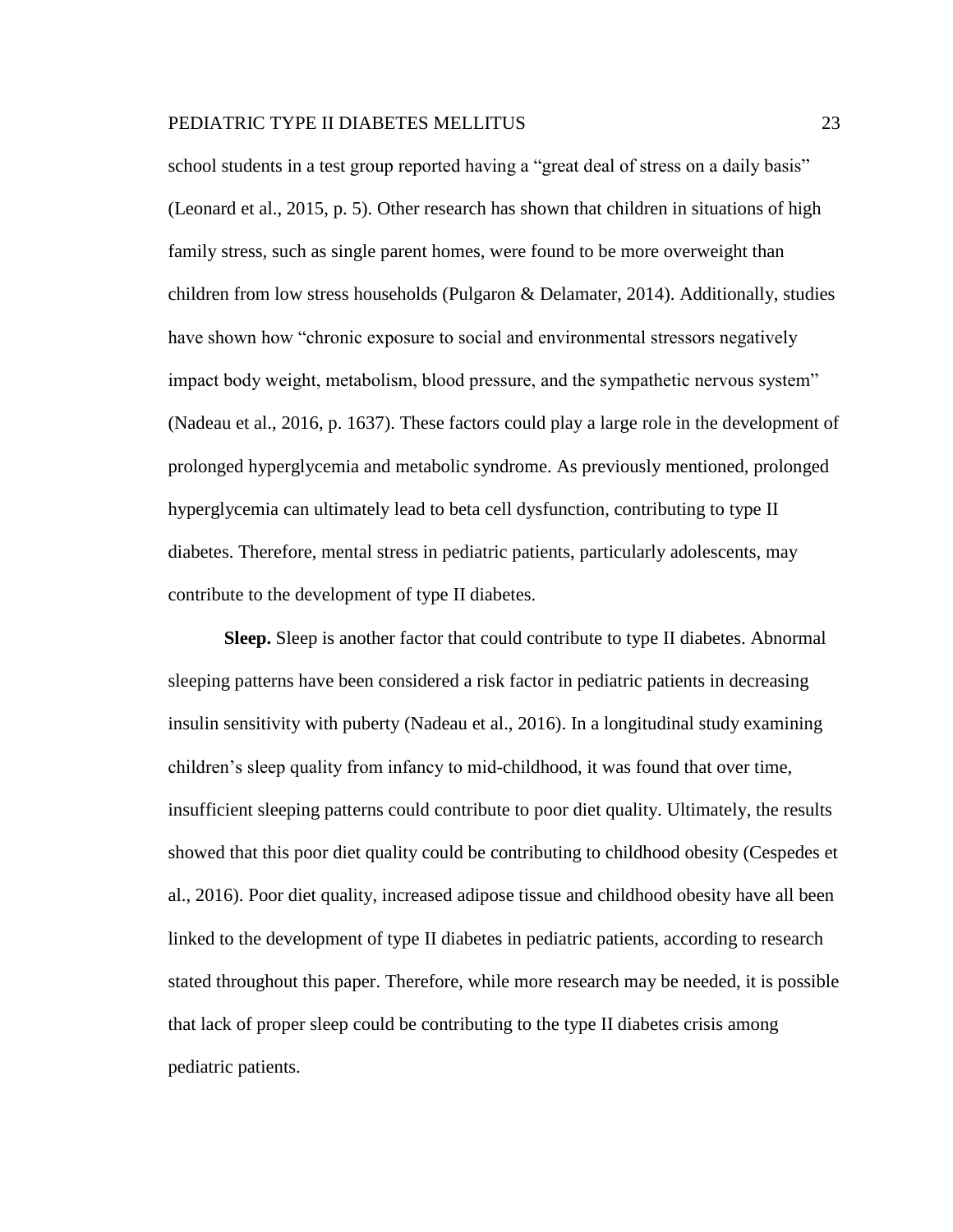school students in a test group reported having a "great deal of stress on a daily basis" (Leonard et al., 2015, p. 5). Other research has shown that children in situations of high family stress, such as single parent homes, were found to be more overweight than children from low stress households (Pulgaron & Delamater, 2014). Additionally, studies have shown how "chronic exposure to social and environmental stressors negatively impact body weight, metabolism, blood pressure, and the sympathetic nervous system" (Nadeau et al., 2016, p. 1637). These factors could play a large role in the development of prolonged hyperglycemia and metabolic syndrome. As previously mentioned, prolonged hyperglycemia can ultimately lead to beta cell dysfunction, contributing to type II diabetes. Therefore, mental stress in pediatric patients, particularly adolescents, may contribute to the development of type II diabetes.

**Sleep.** Sleep is another factor that could contribute to type II diabetes. Abnormal sleeping patterns have been considered a risk factor in pediatric patients in decreasing insulin sensitivity with puberty (Nadeau et al., 2016). In a longitudinal study examining children's sleep quality from infancy to mid-childhood, it was found that over time, insufficient sleeping patterns could contribute to poor diet quality. Ultimately, the results showed that this poor diet quality could be contributing to childhood obesity (Cespedes et al., 2016). Poor diet quality, increased adipose tissue and childhood obesity have all been linked to the development of type II diabetes in pediatric patients, according to research stated throughout this paper. Therefore, while more research may be needed, it is possible that lack of proper sleep could be contributing to the type II diabetes crisis among pediatric patients.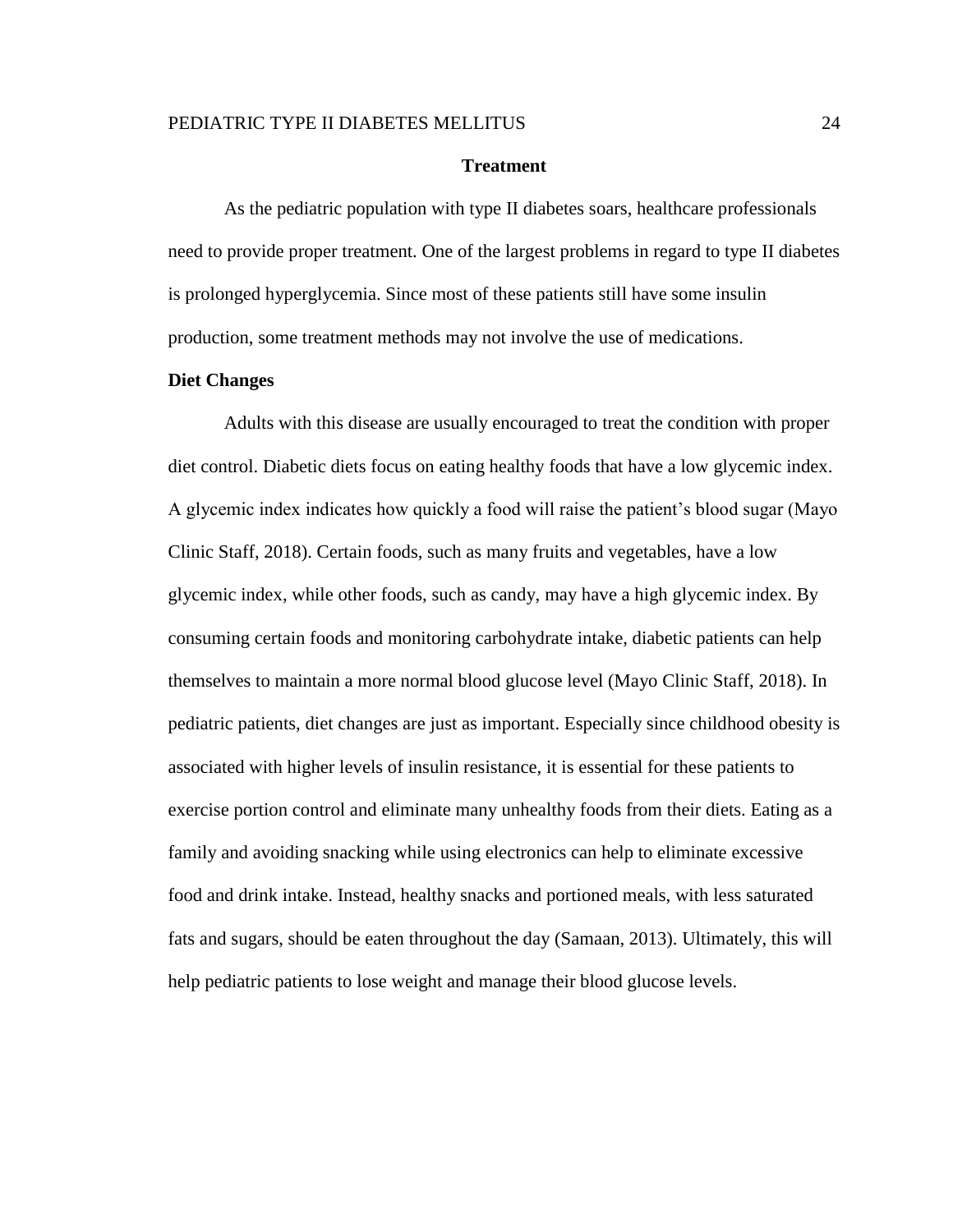## Treatment

As the pediatric population with type II diabetes soars, healthcare professionals need to provide proper treatment. One of the largest problems in regard to type II diabetes is prolonged hyperglycemia. Since most of these patients still have some insulin production, some treatment methods may not involve the use of medications.

### Diet Changes

Adults with this disease are usually encouraged to treat the condition with proper diet control. Diabetic diets focus on eating healthy foods that have a low glycemic index. A glycemic index indicates how quickly a food will raise the patient's blood sugar (Mayo Clinic Staff, 2018). Certain foods, such as many fruits and vegetables, have a low glycemic index, while other foods, such as candy, may have a high glycemic index. By consuming certain foods and monitoring carbohydrate intake, diabetic patients can help themselves to maintain a more normal blood glucose level (Mayo Clinic Staff, 2018). In pediatric patients, diet changes are just as important. Especially since childhood obesity is associated with higher levels of insulin resistance, it is essential for these patients to exercise portion control and eliminate many unhealthy foods from their diets. Eating as a family and avoiding snacking while using electronics can help to eliminate excessive food and drink intake. Instead, healthy snacks and portioned meals, with less saturated fats and sugars, should be eaten throughout the day (Samaan, 2013). Ultimately, this will help pediatric patients to lose weight and manage their blood glucose levels.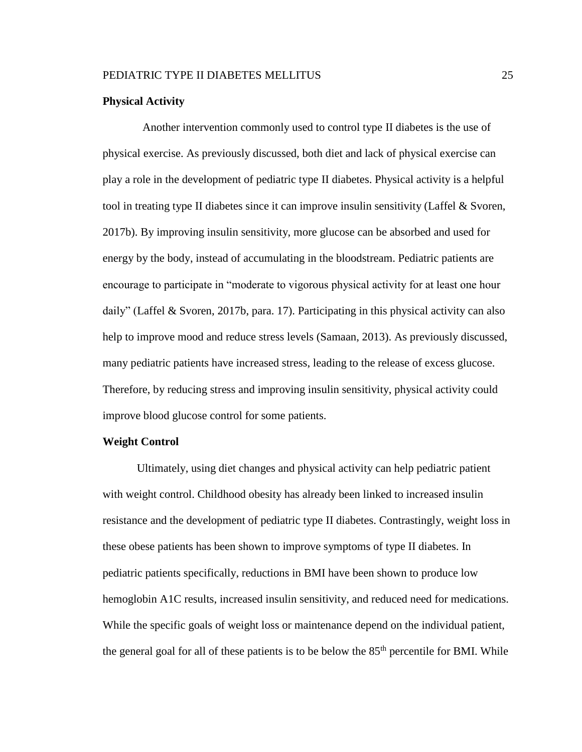## Physical Activity

Another intervention commonly used to control type II diabetes is the use of physical exercise. As previously discussed, both diet and lack of physical exercise can play a role in the development of pediatric type II diabetes. Physical activity is a helpful tool in treating type II diabetes since it can improve insulin sensitivity (Laffel & Svoren, 2017b). By improving insulin sensitivity, more glucose can be absorbed and used for energy by the body, instead of accumulating in the bloodstream. Pediatric patients are encourage to participate in "moderate to vigorous physical activity for at least one hour daily" (Laffel & Svoren, 2017b, para. 17). Participating in this physical activity can also help to improve mood and reduce stress levels (Samaan, 2013). As previously discussed, many pediatric patients have increased stress, leading to the release of excess glucose. Therefore, by reducing stress and improving insulin sensitivity, physical activity could improve blood glucose control for some patients.

## Weight Control

Ultimately, using diet changes and physical activity can help pediatric patient with weight control. Childhood obesity has already been linked to increased insulin resistance and the development of pediatric type II diabetes. Contrastingly, weight loss in these obese patients has been shown to improve symptoms of type II diabetes. In pediatric patients specifically, reductions in BMI have been shown to produce low hemoglobin A1C results, increased insulin sensitivity, and reduced need for medications. While the specific goals of weight loss or maintenance depend on the individual patient, the general goal for all of these patients is to be below the 85th percentile for BMI. While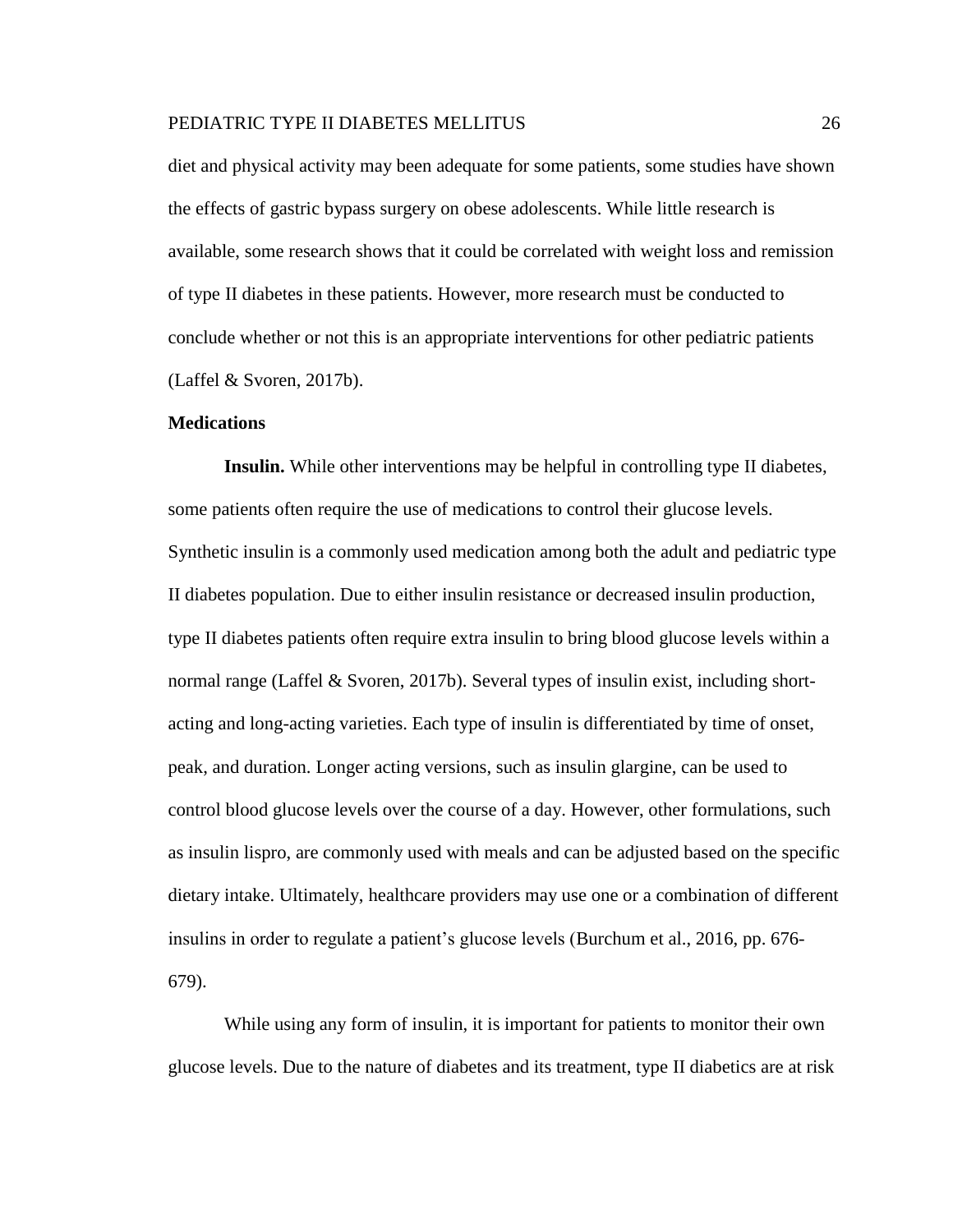diet and physical activity may been adequate for some patients, some studies have shown the effects of gastric bypass surgery on obese adolescents. While little research is available, some research shows that it could be correlated with weight loss and remission of type II diabetes in these patients. However, more research must be conducted to conclude whether or not this is an appropriate interventions for other pediatric patients (Laffel & Svoren, 2017b).

### Medications

**Insulin.** While other interventions may be helpful in controlling type II diabetes, some patients often require the use of medications to control their glucose levels. Synthetic insulin is a commonly used medication among both the adult and pediatric type II diabetes population. Due to either insulin resistance or decreased insulin production, type II diabetes patients often require extra insulin to bring blood glucose levels within a normal range (Laffel & Svoren, 2017b). Several types of insulin exist, including short-acting and long-acting varieties. Each type of insulin is differentiated by time of onset, peak, and duration. Longer acting versions, such as insulin glargine, can be used to control blood glucose levels over the course of a day. However, other formulations, such as insulin lispro, are commonly used with meals and can be adjusted based on the specific dietary intake. Ultimately, healthcare providers may use one or a combination of different insulins in order to regulate a patient's glucose levels (Burchum et al., 2016, pp. 676-679).

While using any form of insulin, it is important for patients to monitor their own glucose levels. Due to the nature of diabetes and its treatment, type II diabetics are at risk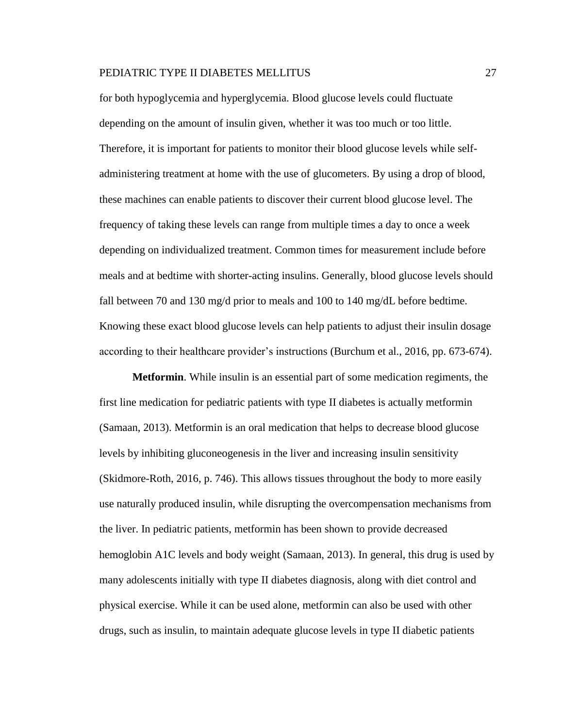for both hypoglycemia and hyperglycemia. Blood glucose levels could fluctuate depending on the amount of insulin given, whether it was too much or too little. Therefore, it is important for patients to monitor their blood glucose levels while self-administering treatment at home with the use of glucometers. By using a drop of blood, these machines can enable patients to discover their current blood glucose level. The frequency of taking these levels can range from multiple times a day to once a week depending on individualized treatment. Common times for measurement include before meals and at bedtime with shorter-acting insulins. Generally, blood glucose levels should fall between 70 and 130 mg/d prior to meals and 100 to 140 mg/dL before bedtime. Knowing these exact blood glucose levels can help patients to adjust their insulin dosage according to their healthcare provider's instructions (Burchum et al., 2016, pp. 673-674).

**Metformin**. While insulin is an essential part of some medication regiments, the first line medication for pediatric patients with type II diabetes is actually metformin (Samaan, 2013). Metformin is an oral medication that helps to decrease blood glucose levels by inhibiting gluconeogenesis in the liver and increasing insulin sensitivity (Skidmore-Roth, 2016, p. 746). This allows tissues throughout the body to more easily use naturally produced insulin, while disrupting the overcompensation mechanisms from the liver. In pediatric patients, metformin has been shown to provide decreased hemoglobin A1C levels and body weight (Samaan, 2013). In general, this drug is used by many adolescents initially with type II diabetes diagnosis, along with diet control and physical exercise. While it can be used alone, metformin can also be used with other drugs, such as insulin, to maintain adequate glucose levels in type II diabetic patients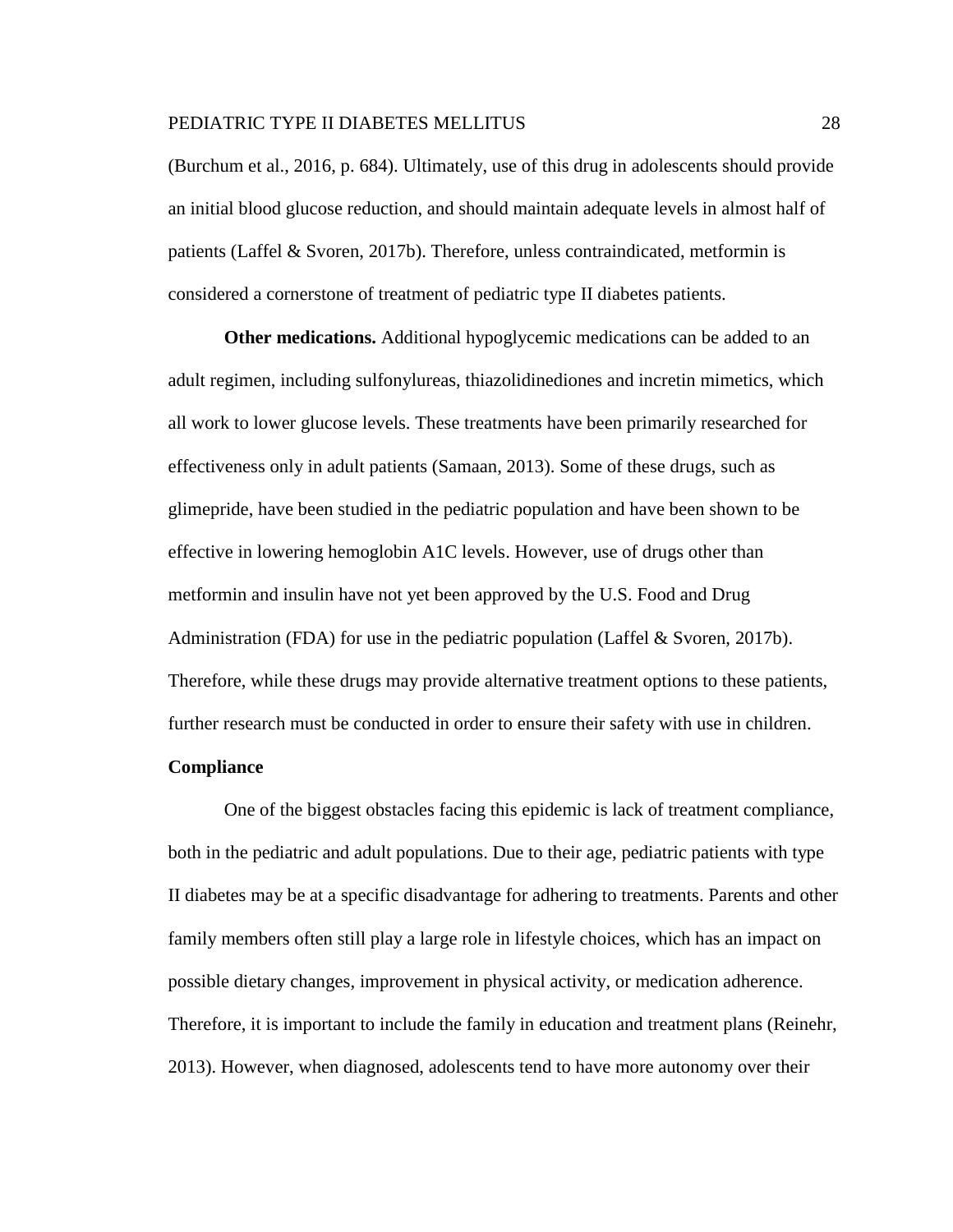(Burchum et al., 2016, p. 684). Ultimately, use of this drug in adolescents should provide an initial blood glucose reduction, and should maintain adequate levels in almost half of patients (Laffel & Svoren, 2017b). Therefore, unless contraindicated, metformin is considered a cornerstone of treatment of pediatric type II diabetes patients.

**Other medications.** Additional hypoglycemic medications can be added to an adult regimen, including sulfonylureas, thiazolidinediones and incretin mimetics, which all work to lower glucose levels. These treatments have been primarily researched for effectiveness only in adult patients (Samaan, 2013). Some of these drugs, such as glimepride, have been studied in the pediatric population and have been shown to be effective in lowering hemoglobin A1C levels. However, use of drugs other than metformin and insulin have not yet been approved by the U.S. Food and Drug Administration (FDA) for use in the pediatric population (Laffel & Svoren, 2017b). Therefore, while these drugs may provide alternative treatment options to these patients, further research must be conducted in order to ensure their safety with use in children.

## Compliance

One of the biggest obstacles facing this epidemic is lack of treatment compliance, both in the pediatric and adult populations. Due to their age, pediatric patients with type II diabetes may be at a specific disadvantage for adhering to treatments. Parents and other family members often still play a large role in lifestyle choices, which has an impact on possible dietary changes, improvement in physical activity, or medication adherence. Therefore, it is important to include the family in education and treatment plans (Reinehr, 2013). However, when diagnosed, adolescents tend to have more autonomy over their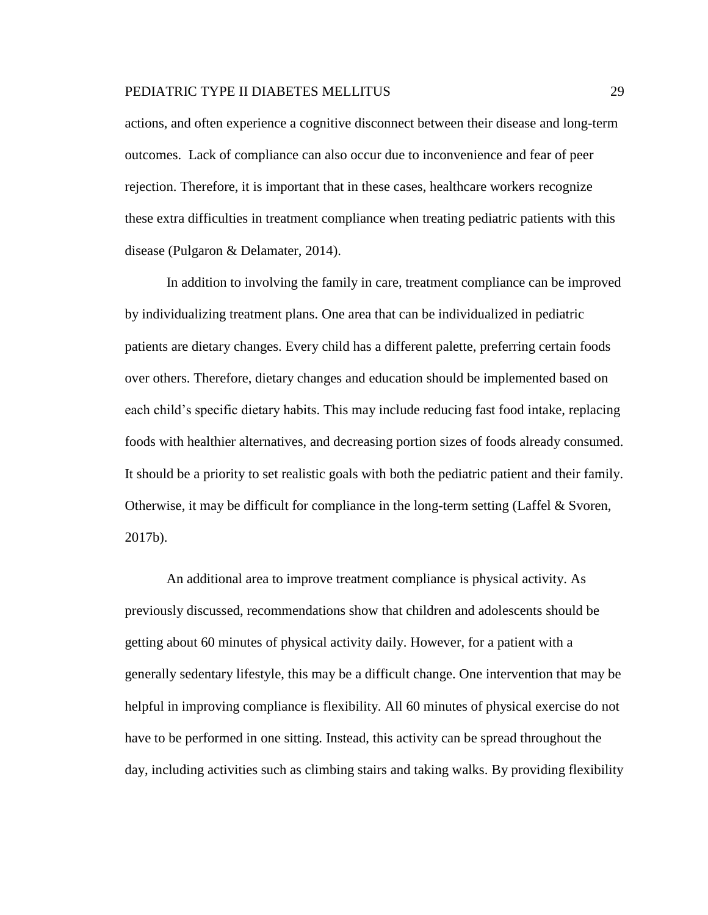actions, and often experience a cognitive disconnect between their disease and long-term outcomes. Lack of compliance can also occur due to inconvenience and fear of peer rejection. Therefore, it is important that in these cases, healthcare workers recognize these extra difficulties in treatment compliance when treating pediatric patients with this disease (Pulgaron & Delamater, 2014).

In addition to involving the family in care, treatment compliance can be improved by individualizing treatment plans. One area that can be individualized in pediatric patients are dietary changes. Every child has a different palette, preferring certain foods over others. Therefore, dietary changes and education should be implemented based on each child's specific dietary habits. This may include reducing fast food intake, replacing foods with healthier alternatives, and decreasing portion sizes of foods already consumed. It should be a priority to set realistic goals with both the pediatric patient and their family. Otherwise, it may be difficult for compliance in the long-term setting (Laffel & Svoren, 2017b).

An additional area to improve treatment compliance is physical activity. As previously discussed, recommendations show that children and adolescents should be getting about 60 minutes of physical activity daily. However, for a patient with a generally sedentary lifestyle, this may be a difficult change. One intervention that may be helpful in improving compliance is flexibility. All 60 minutes of physical exercise do not have to be performed in one sitting. Instead, this activity can be spread throughout the day, including activities such as climbing stairs and taking walks. By providing flexibility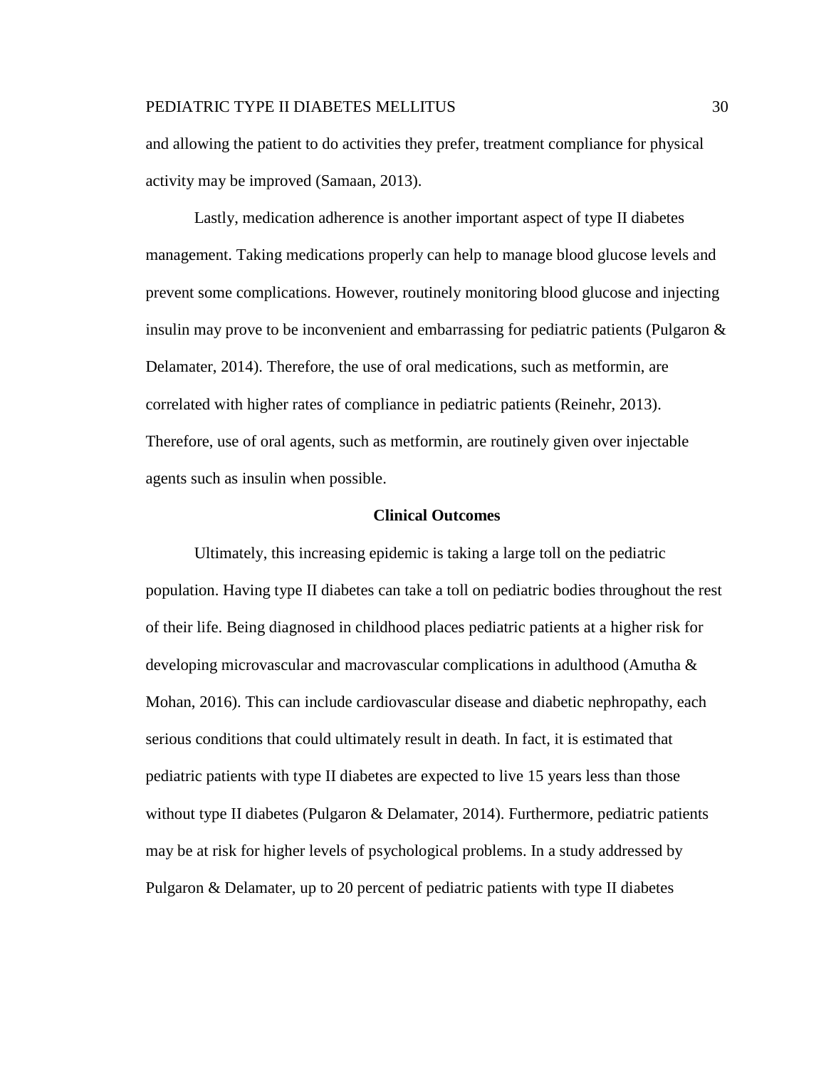and allowing the patient to do activities they prefer, treatment compliance for physical activity may be improved (Samaan, 2013).

Lastly, medication adherence is another important aspect of type II diabetes management. Taking medications properly can help to manage blood glucose levels and prevent some complications. However, routinely monitoring blood glucose and injecting insulin may prove to be inconvenient and embarrassing for pediatric patients (Pulgaron & Delamater, 2014). Therefore, the use of oral medications, such as metformin, are correlated with higher rates of compliance in pediatric patients (Reinehr, 2013). Therefore, use of oral agents, such as metformin, are routinely given over injectable agents such as insulin when possible.

## Clinical Outcomes

Ultimately, this increasing epidemic is taking a large toll on the pediatric population. Having type II diabetes can take a toll on pediatric bodies throughout the rest of their life. Being diagnosed in childhood places pediatric patients at a higher risk for developing microvascular and macrovascular complications in adulthood (Amutha & Mohan, 2016). This can include cardiovascular disease and diabetic nephropathy, each serious conditions that could ultimately result in death. In fact, it is estimated that pediatric patients with type II diabetes are expected to live 15 years less than those without type II diabetes (Pulgaron & Delamater, 2014). Furthermore, pediatric patients may be at risk for higher levels of psychological problems. In a study addressed by Pulgaron & Delamater, up to 20 percent of pediatric patients with type II diabetes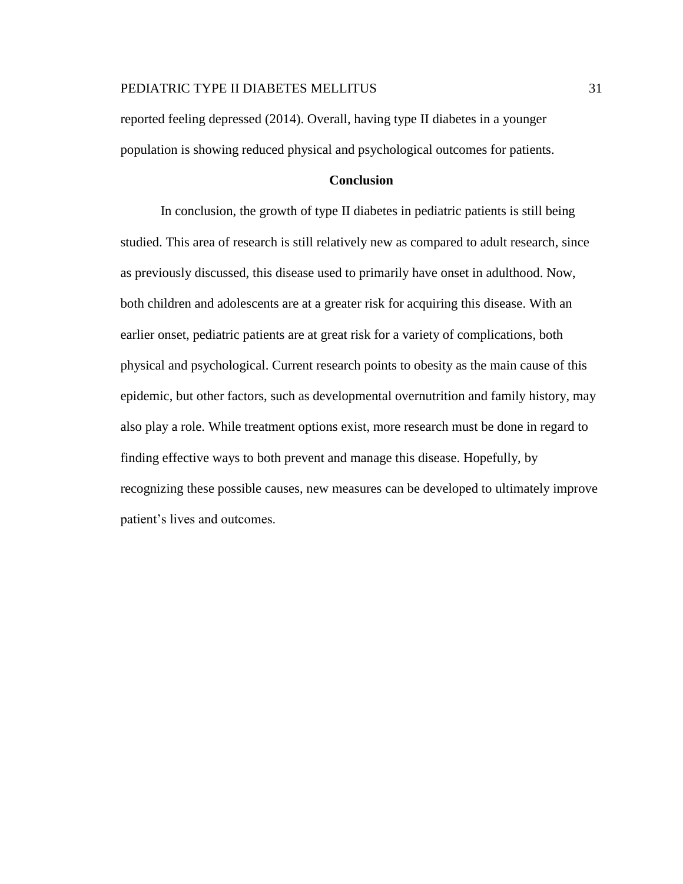reported feeling depressed (2014). Overall, having type II diabetes in a younger population is showing reduced physical and psychological outcomes for patients.

## Conclusion

In conclusion, the growth of type II diabetes in pediatric patients is still being studied. This area of research is still relatively new as compared to adult research, since as previously discussed, this disease used to primarily have onset in adulthood. Now, both children and adolescents are at a greater risk for acquiring this disease. With an earlier onset, pediatric patients are at great risk for a variety of complications, both physical and psychological. Current research points to obesity as the main cause of this epidemic, but other factors, such as developmental overnutrition and family history, may also play a role. While treatment options exist, more research must be done in regard to finding effective ways to both prevent and manage this disease. Hopefully, by recognizing these possible causes, new measures can be developed to ultimately improve patient's lives and outcomes.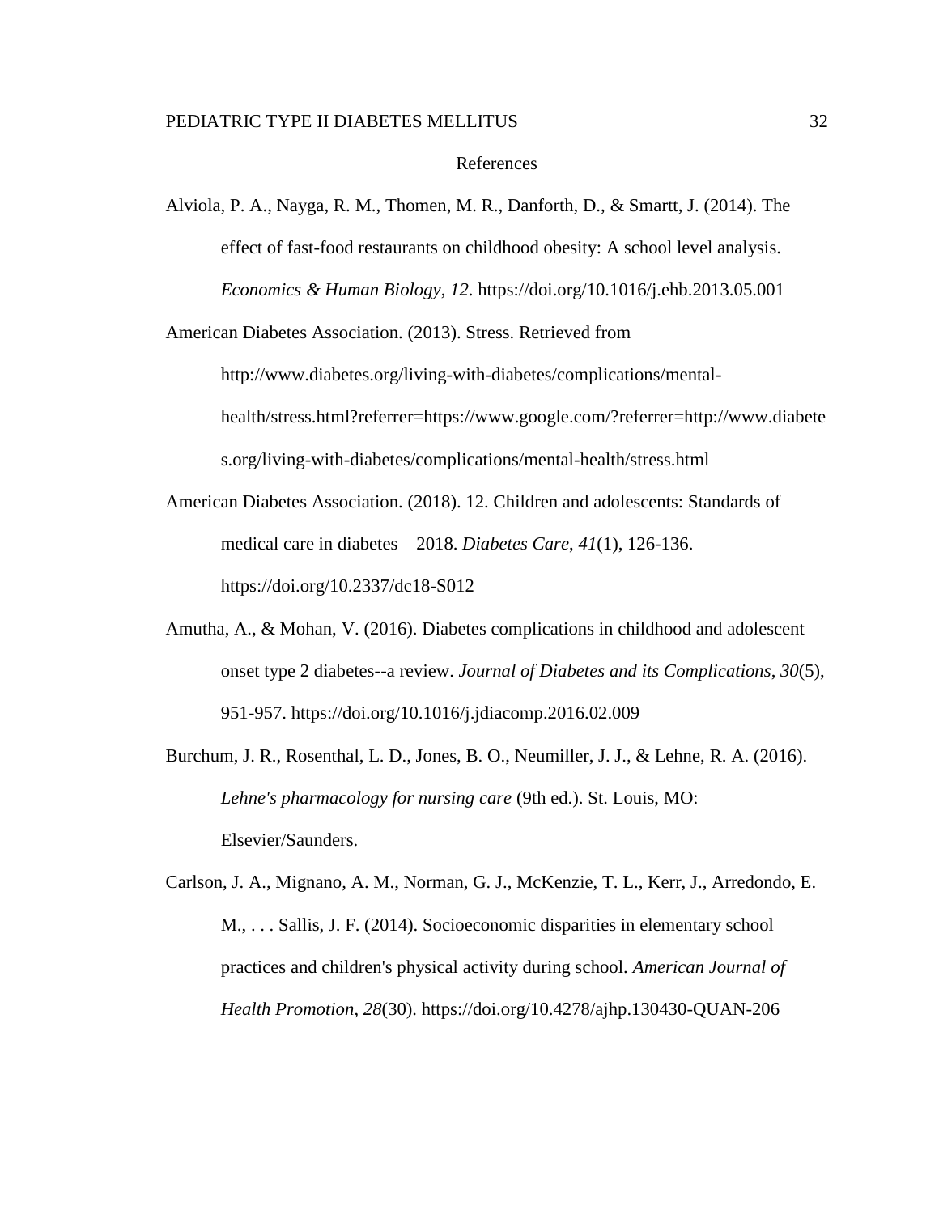# References

Alviola, P. A., Nayga, R. M., Thomen, M. R., Danforth, D., & Smartt, J. (2014). The effect of fast-food restaurants on childhood obesity: A school level analysis. *Economics & Human Biology*, *12*. https://doi.org/10.1016/j.ehb.2013.05.001

American Diabetes Association. (2013). Stress. Retrieved from http://www.diabetes.org/living-with-diabetes/complications/mental-health/stress.html?referrer=https://www.google.com/?referrer=http://www.diabetes.org/living-with-diabetes/complications/mental-health/stress.html

American Diabetes Association. (2018). 12. Children and adolescents: Standards of medical care in diabetes—2018. *Diabetes Care*, *41*(1), 126-136. https://doi.org/10.2337/dc18-S012

Amutha, A., & Mohan, V. (2016). Diabetes complications in childhood and adolescent onset type 2 diabetes--a review. *Journal of Diabetes and its Complications*, *30*(5), 951-957. https://doi.org/10.1016/j.jdiacomp.2016.02.009

Burchum, J. R., Rosenthal, L. D., Jones, B. O., Neumiller, J. J., & Lehne, R. A. (2016). *Lehne's pharmacology for nursing care* (9th ed.). St. Louis, MO: Elsevier/Saunders.

Carlson, J. A., Mignano, A. M., Norman, G. J., McKenzie, T. L., Kerr, J., Arredondo, E. M., . . . Sallis, J. F. (2014). Socioeconomic disparities in elementary school practices and children's physical activity during school. *American Journal of Health Promotion*, *28*(30). https://doi.org/10.4278/ajhp.130430-QUAN-206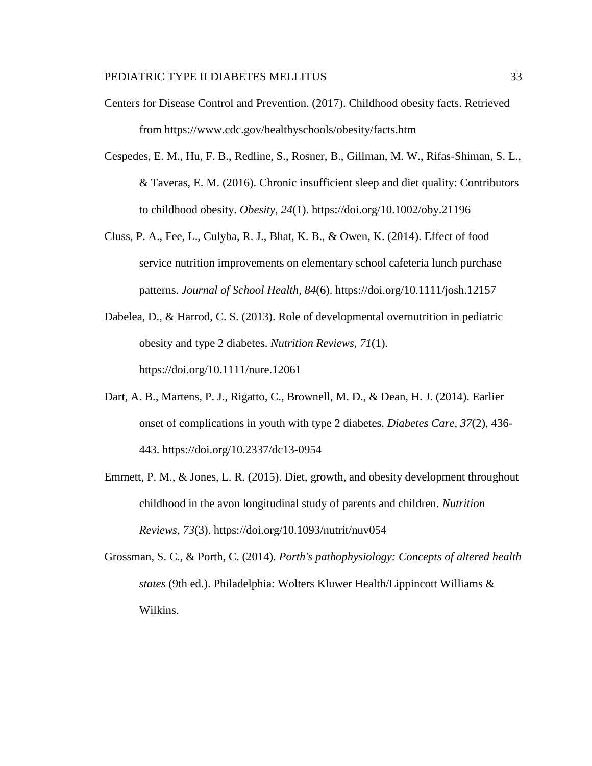Centers for Disease Control and Prevention. (2017). Childhood obesity facts. Retrieved from https://www.cdc.gov/healthyschools/obesity/facts.htm

Cespedes, E. M., Hu, F. B., Redline, S., Rosner, B., Gillman, M. W., Rifas-Shiman, S. L., & Taveras, E. M. (2016). Chronic insufficient sleep and diet quality: Contributors to childhood obesity. *Obesity*, *24*(1). https://doi.org/10.1002/oby.21196

Cluss, P. A., Fee, L., Culyba, R. J., Bhat, K. B., & Owen, K. (2014). Effect of food service nutrition improvements on elementary school cafeteria lunch purchase patterns. *Journal of School Health*, *84*(6). https://doi.org/10.1111/josh.12157

Dabelea, D., & Harrod, C. S. (2013). Role of developmental overnutrition in pediatric obesity and type 2 diabetes. *Nutrition Reviews*, *71*(1). https://doi.org/10.1111/nure.12061

Dart, A. B., Martens, P. J., Rigatto, C., Brownell, M. D., & Dean, H. J. (2014). Earlier onset of complications in youth with type 2 diabetes. *Diabetes Care*, *37*(2), 436-443. https://doi.org/10.2337/dc13-0954

Emmett, P. M., & Jones, L. R. (2015). Diet, growth, and obesity development throughout childhood in the avon longitudinal study of parents and children. *Nutrition Reviews*, *73*(3). https://doi.org/10.1093/nutrit/nuv054

Grossman, S. C., & Porth, C. (2014). *Porth's pathophysiology: Concepts of altered health states* (9th ed.). Philadelphia: Wolters Kluwer Health/Lippincott Williams & Wilkins.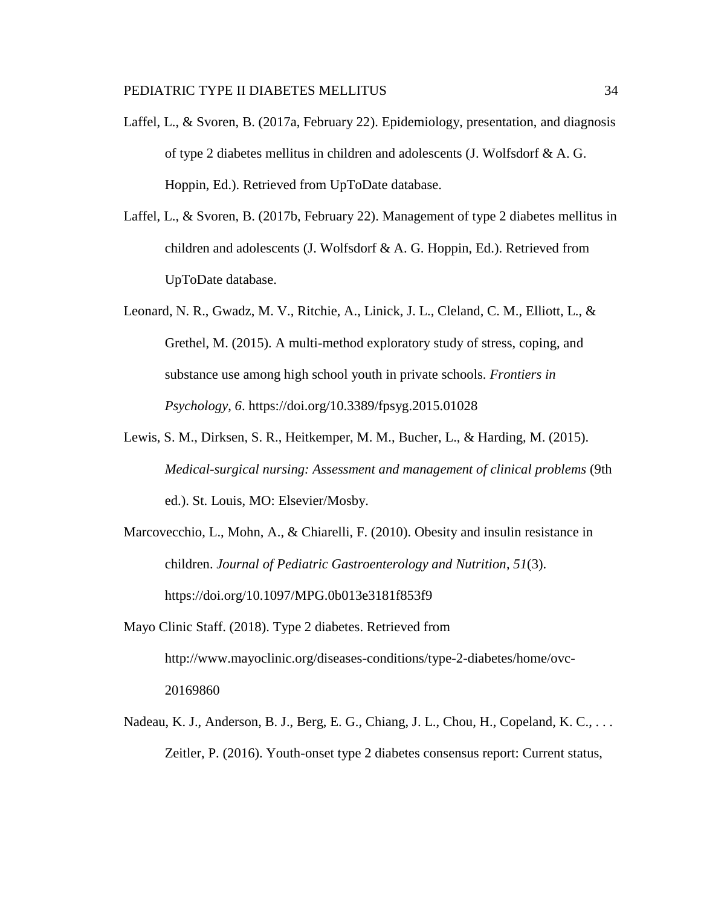Laffel, L., & Svoren, B. (2017a, February 22). Epidemiology, presentation, and diagnosis of type 2 diabetes mellitus in children and adolescents (J. Wolfsdorf & A. G. Hoppin, Ed.). Retrieved from UpToDate database.

Laffel, L., & Svoren, B. (2017b, February 22). Management of type 2 diabetes mellitus in children and adolescents (J. Wolfsdorf & A. G. Hoppin, Ed.). Retrieved from UpToDate database.

Leonard, N. R., Gwadz, M. V., Ritchie, A., Linick, J. L., Cleland, C. M., Elliott, L., & Grethel, M. (2015). A multi-method exploratory study of stress, coping, and substance use among high school youth in private schools. *Frontiers in Psychology*, *6*. https://doi.org/10.3389/fpsyg.2015.01028

Lewis, S. M., Dirksen, S. R., Heitkemper, M. M., Bucher, L., & Harding, M. (2015). *Medical-surgical nursing: Assessment and management of clinical problems* (9th ed.). St. Louis, MO: Elsevier/Mosby.

Marcovecchio, L., Mohn, A., & Chiarelli, F. (2010). Obesity and insulin resistance in children. *Journal of Pediatric Gastroenterology and Nutrition*, *51*(3). https://doi.org/10.1097/MPG.0b013e3181f853f9

Mayo Clinic Staff. (2018). Type 2 diabetes. Retrieved from http://www.mayoclinic.org/diseases-conditions/type-2-diabetes/home/ovc-20169860

Nadeau, K. J., Anderson, B. J., Berg, E. G., Chiang, J. L., Chou, H., Copeland, K. C., . . . Zeitler, P. (2016). Youth-onset type 2 diabetes consensus report: Current status,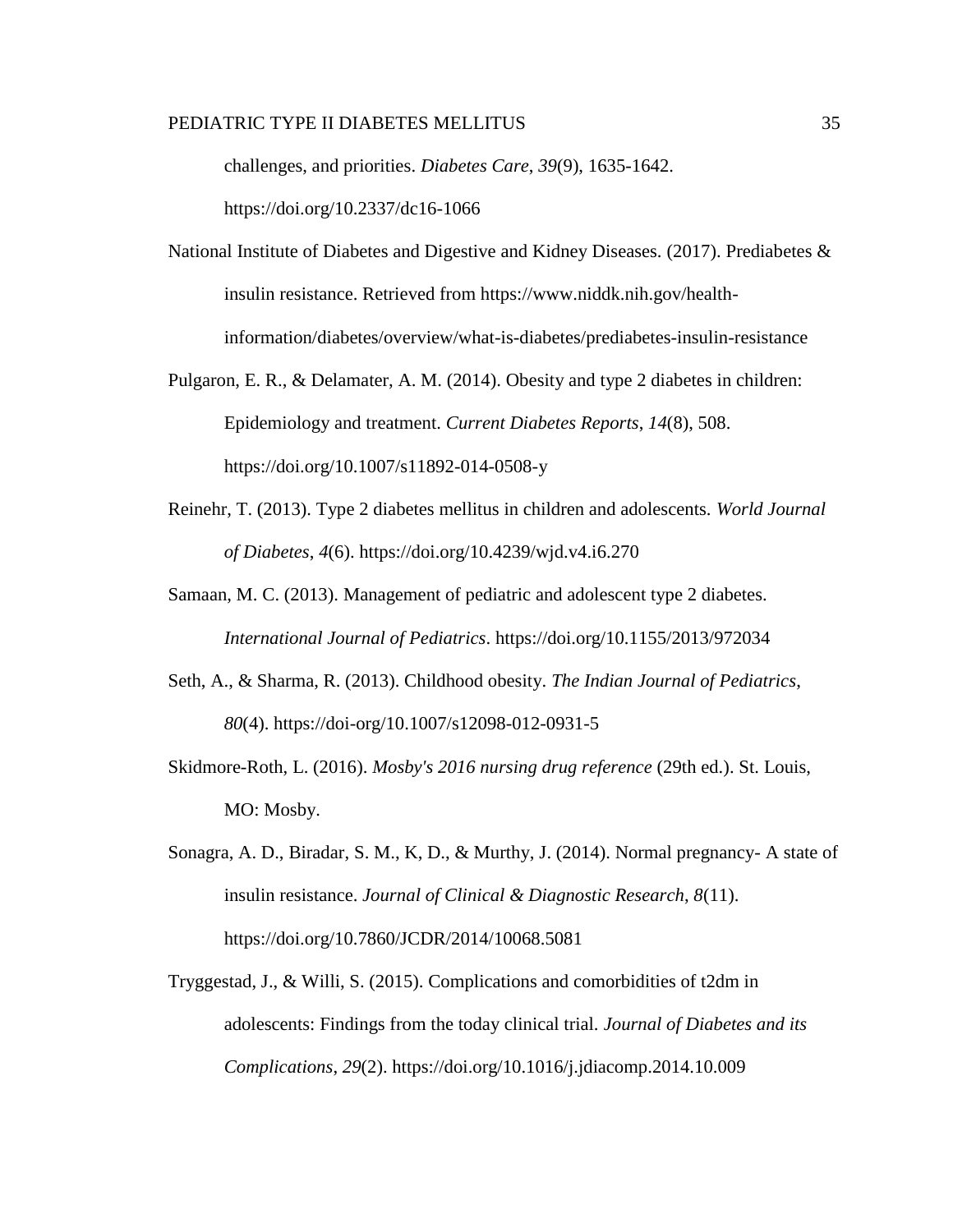challenges, and priorities. *Diabetes Care*, *39*(9), 1635-1642. https://doi.org/10.2337/dc16-1066

National Institute of Diabetes and Digestive and Kidney Diseases. (2017). Prediabetes & insulin resistance. Retrieved from https://www.niddk.nih.gov/health-information/diabetes/overview/what-is-diabetes/prediabetes-insulin-resistance

Pulgaron, E. R., & Delamater, A. M. (2014). Obesity and type 2 diabetes in children: Epidemiology and treatment. *Current Diabetes Reports*, *14*(8), 508. https://doi.org/10.1007/s11892-014-0508-y

Reinehr, T. (2013). Type 2 diabetes mellitus in children and adolescents. *World Journal of Diabetes*, *4*(6). https://doi.org/10.4239/wjd.v4.i6.270

Samaan, M. C. (2013). Management of pediatric and adolescent type 2 diabetes. *International Journal of Pediatrics*. https://doi.org/10.1155/2013/972034

Seth, A., & Sharma, R. (2013). Childhood obesity. *The Indian Journal of Pediatrics*, *80*(4). https://doi-org/10.1007/s12098-012-0931-5

Skidmore-Roth, L. (2016). *Mosby's 2016 nursing drug reference* (29th ed.). St. Louis, MO: Mosby.

Sonagra, A. D., Biradar, S. M., K, D., & Murthy, J. (2014). Normal pregnancy- A state of insulin resistance. *Journal of Clinical & Diagnostic Research*, *8*(11). https://doi.org/10.7860/JCDR/2014/10068.5081

Tryggestad, J., & Willi, S. (2015). Complications and comorbidities of t2dm in adolescents: Findings from the today clinical trial. *Journal of Diabetes and its Complications*, *29*(2). https://doi.org/10.1016/j.jdiacomp.2014.10.009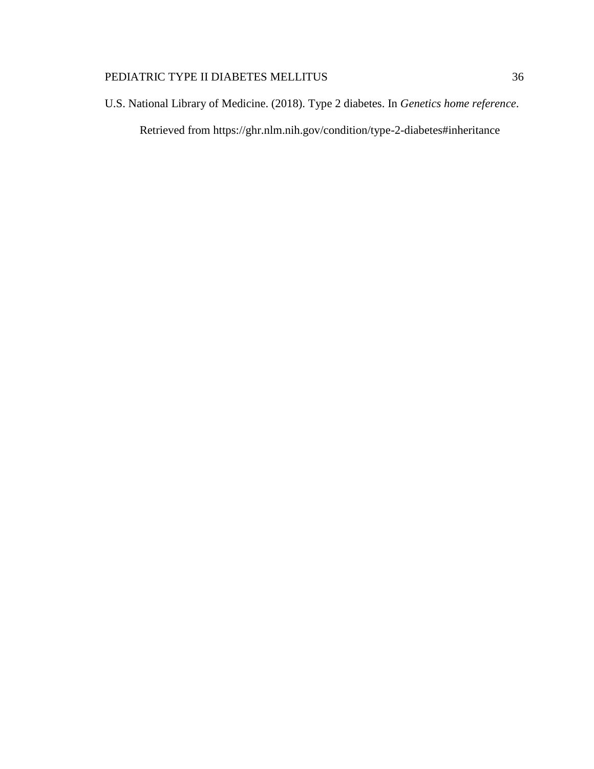U.S. National Library of Medicine. (2018). Type 2 diabetes. In *Genetics home reference*. Retrieved from https://ghr.nlm.nih.gov/condition/type-2-diabetes#inheritance